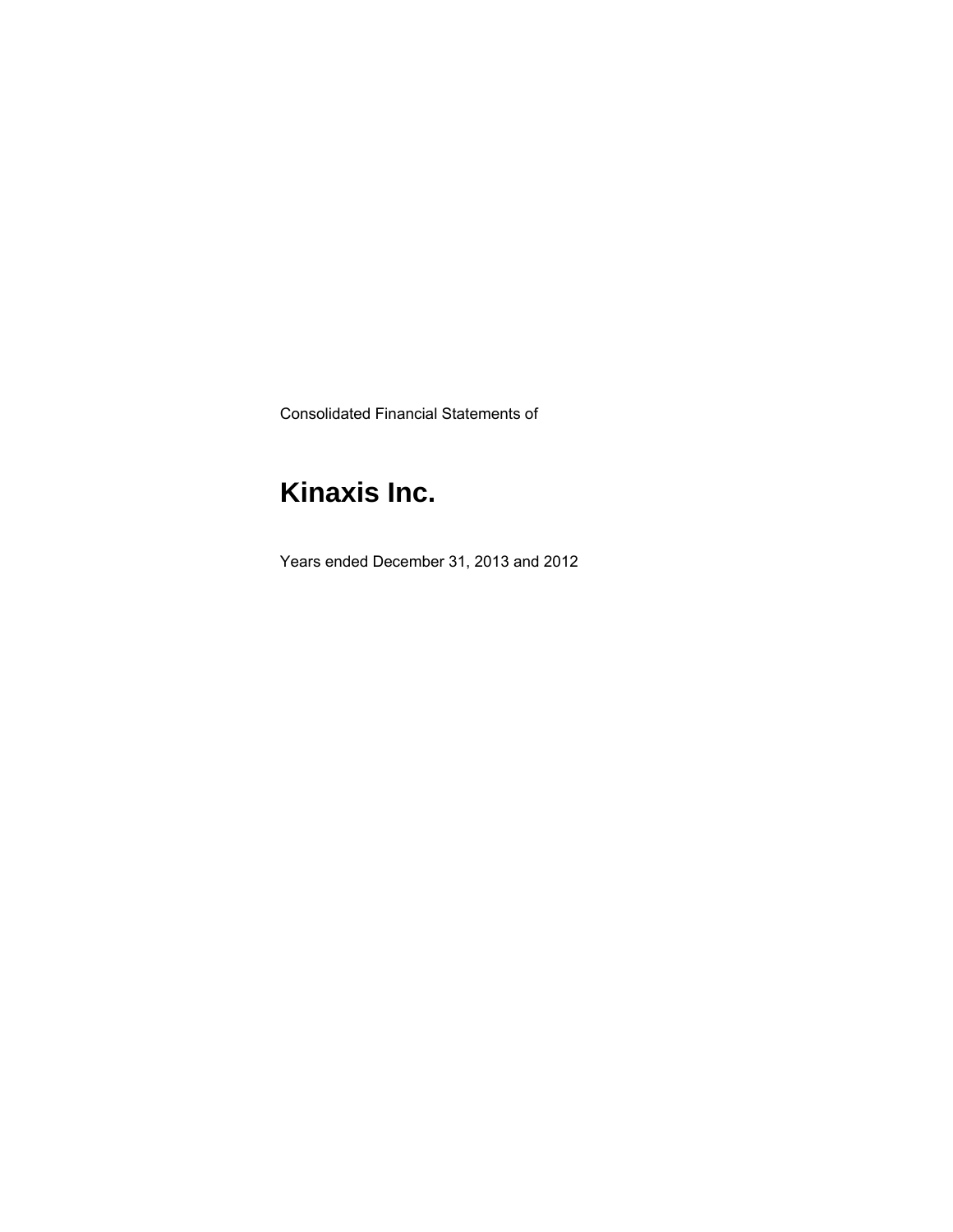Consolidated Financial Statements of

# Kinaxis Inc.

Years ended December 31, 2013 and 2012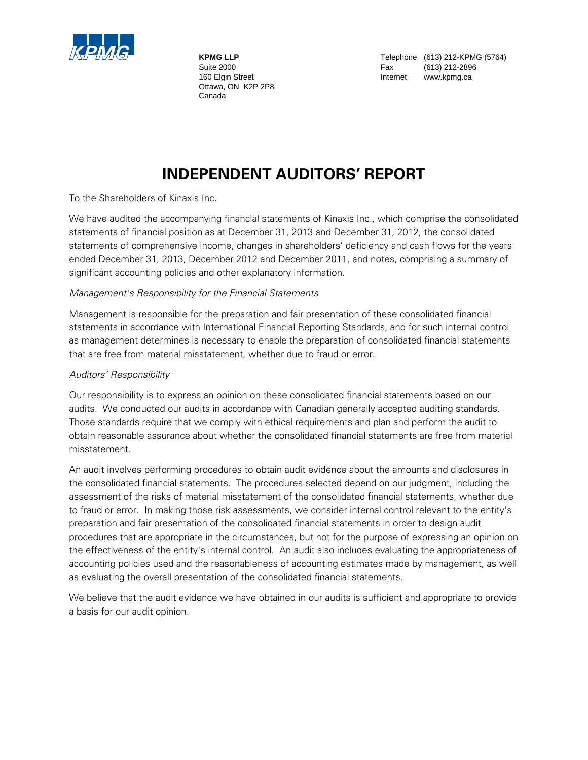KPMG

**KPMG LLP**
Suite 2000
160 Elgin Street
Ottawa, ON K2P 2P8
Canada

Telephone (613) 212-KPMG (5764)
Fax (613) 212-2896
Internet www.kpmg.ca

# INDEPENDENT AUDITORS' REPORT

To the Shareholders of Kinaxis Inc.

We have audited the accompanying financial statements of Kinaxis Inc., which comprise the consolidated statements of financial position as at December 31, 2013 and December 31, 2012, the consolidated statements of comprehensive income, changes in shareholders' deficiency and cash flows for the years ended December 31, 2013, December 2012 and December 2011, and notes, comprising a summary of significant accounting policies and other explanatory information.

*Management's Responsibility for the Financial Statements*

Management is responsible for the preparation and fair presentation of these consolidated financial statements in accordance with International Financial Reporting Standards, and for such internal control as management determines is necessary to enable the preparation of consolidated financial statements that are free from material misstatement, whether due to fraud or error.

*Auditors' Responsibility*

Our responsibility is to express an opinion on these consolidated financial statements based on our audits. We conducted our audits in accordance with Canadian generally accepted auditing standards. Those standards require that we comply with ethical requirements and plan and perform the audit to obtain reasonable assurance about whether the consolidated financial statements are free from material misstatement.

An audit involves performing procedures to obtain audit evidence about the amounts and disclosures in the consolidated financial statements. The procedures selected depend on our judgment, including the assessment of the risks of material misstatement of the consolidated financial statements, whether due to fraud or error. In making those risk assessments, we consider internal control relevant to the entity's preparation and fair presentation of the consolidated financial statements in order to design audit procedures that are appropriate in the circumstances, but not for the purpose of expressing an opinion on the effectiveness of the entity's internal control. An audit also includes evaluating the appropriateness of accounting policies used and the reasonableness of accounting estimates made by management, as well as evaluating the overall presentation of the consolidated financial statements.

We believe that the audit evidence we have obtained in our audits is sufficient and appropriate to provide a basis for our audit opinion.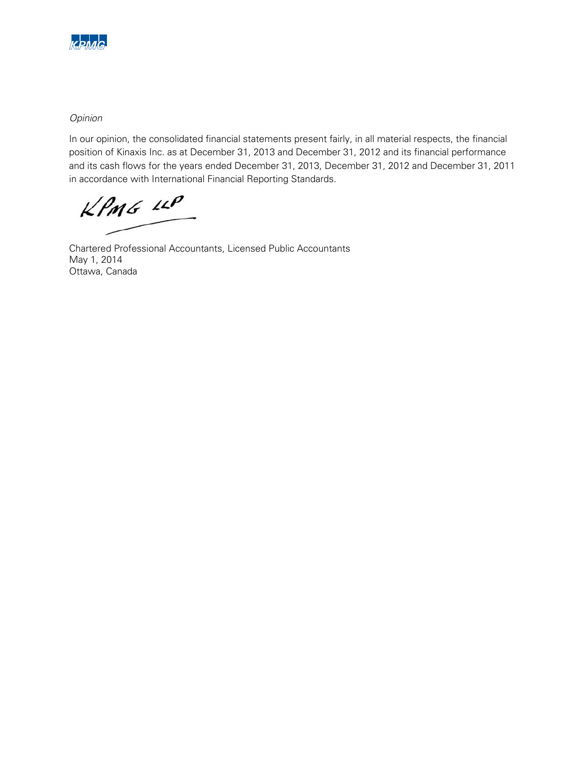*Opinion*

In our opinion, the consolidated financial statements present fairly, in all material respects, the financial position of Kinaxis Inc. as at December 31, 2013 and December 31, 2012 and its financial performance and its cash flows for the years ended December 31, 2013, December 31, 2012 and December 31, 2011 in accordance with International Financial Reporting Standards.

KPMG LLP

Chartered Professional Accountants, Licensed Public Accountants
May 1, 2014
Ottawa, Canada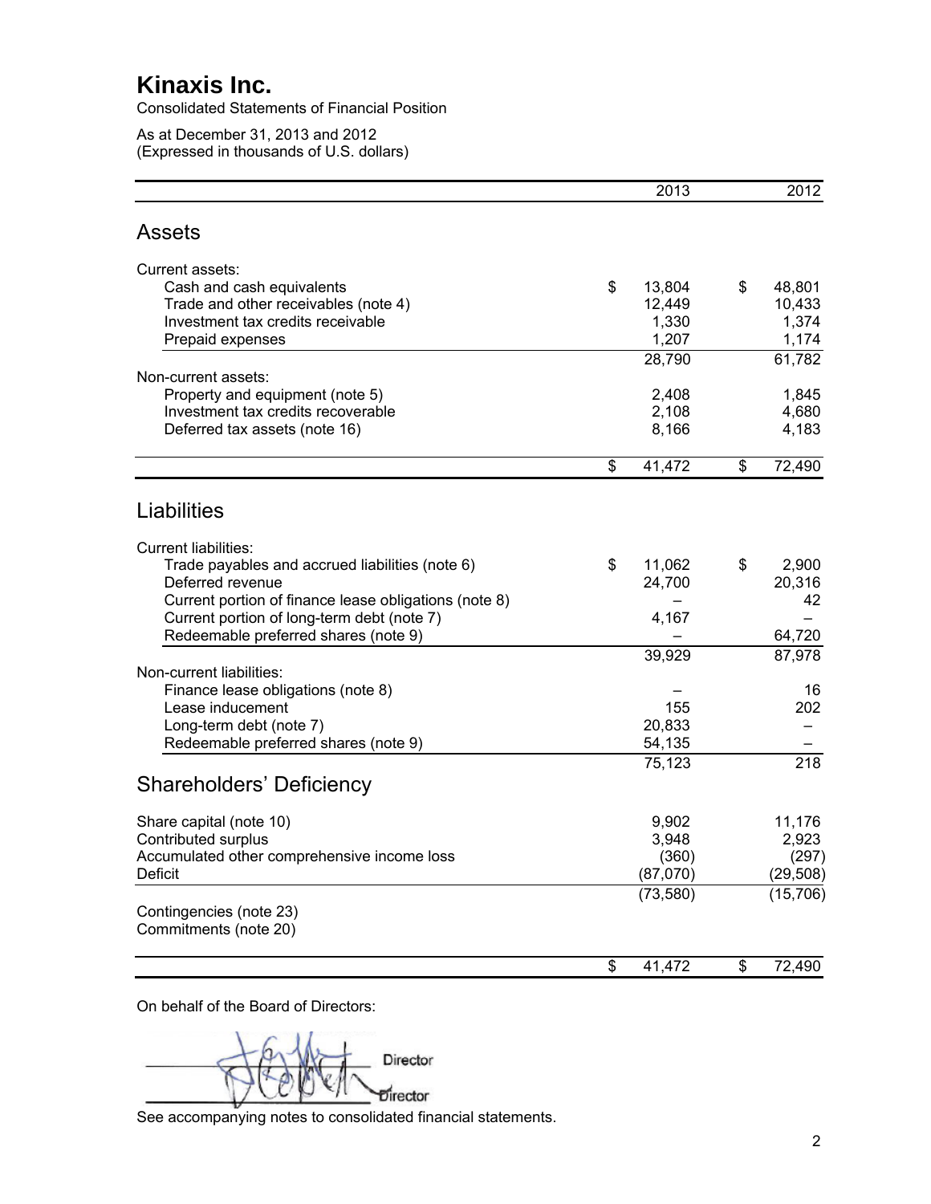# Kinaxis Inc.

Consolidated Statements of Financial Position

As at December 31, 2013 and 2012
(Expressed in thousands of U.S. dollars)

| | 2013 | 2012 |
|---|---|---|
| **Assets** | | |
| Current assets: | | |
| Cash and cash equivalents | $ 13,804 | $ 48,801 |
| Trade and other receivables (note 4) | 12,449 | 10,433 |
| Investment tax credits receivable | 1,330 | 1,374 |
| Prepaid expenses | 1,207 | 1,174 |
| | 28,790 | 61,782 |
| Non-current assets: | | |
| Property and equipment (note 5) | 2,408 | 1,845 |
| Investment tax credits recoverable | 2,108 | 4,680 |
| Deferred tax assets (note 16) | 8,166 | 4,183 |
| | $ 41,472 | $ 72,490 |
| **Liabilities** | | |
| Current liabilities: | | |
| Trade payables and accrued liabilities (note 6) | $ 11,062 | $ 2,900 |
| Deferred revenue | 24,700 | 20,316 |
| Current portion of finance lease obligations (note 8) | – | 42 |
| Current portion of long-term debt (note 7) | 4,167 | – |
| Redeemable preferred shares (note 9) | – | 64,720 |
| | 39,929 | 87,978 |
| Non-current liabilities: | | |
| Finance lease obligations (note 8) | – | 16 |
| Lease inducement | 155 | 202 |
| Long-term debt (note 7) | 20,833 | – |
| Redeemable preferred shares (note 9) | 54,135 | – |
| | 75,123 | 218 |
| **Shareholders' Deficiency** | | |
| Share capital (note 10) | 9,902 | 11,176 |
| Contributed surplus | 3,948 | 2,923 |
| Accumulated other comprehensive income loss | (360) | (297) |
| Deficit | (87,070) | (29,508) |
| | (73,580) | (15,706) |
| Contingencies (note 23) | | |
| Commitments (note 20) | | |
| | $ 41,472 | $ 72,490 |

On behalf of the Board of Directors:

Director

Director

See accompanying notes to consolidated financial statements.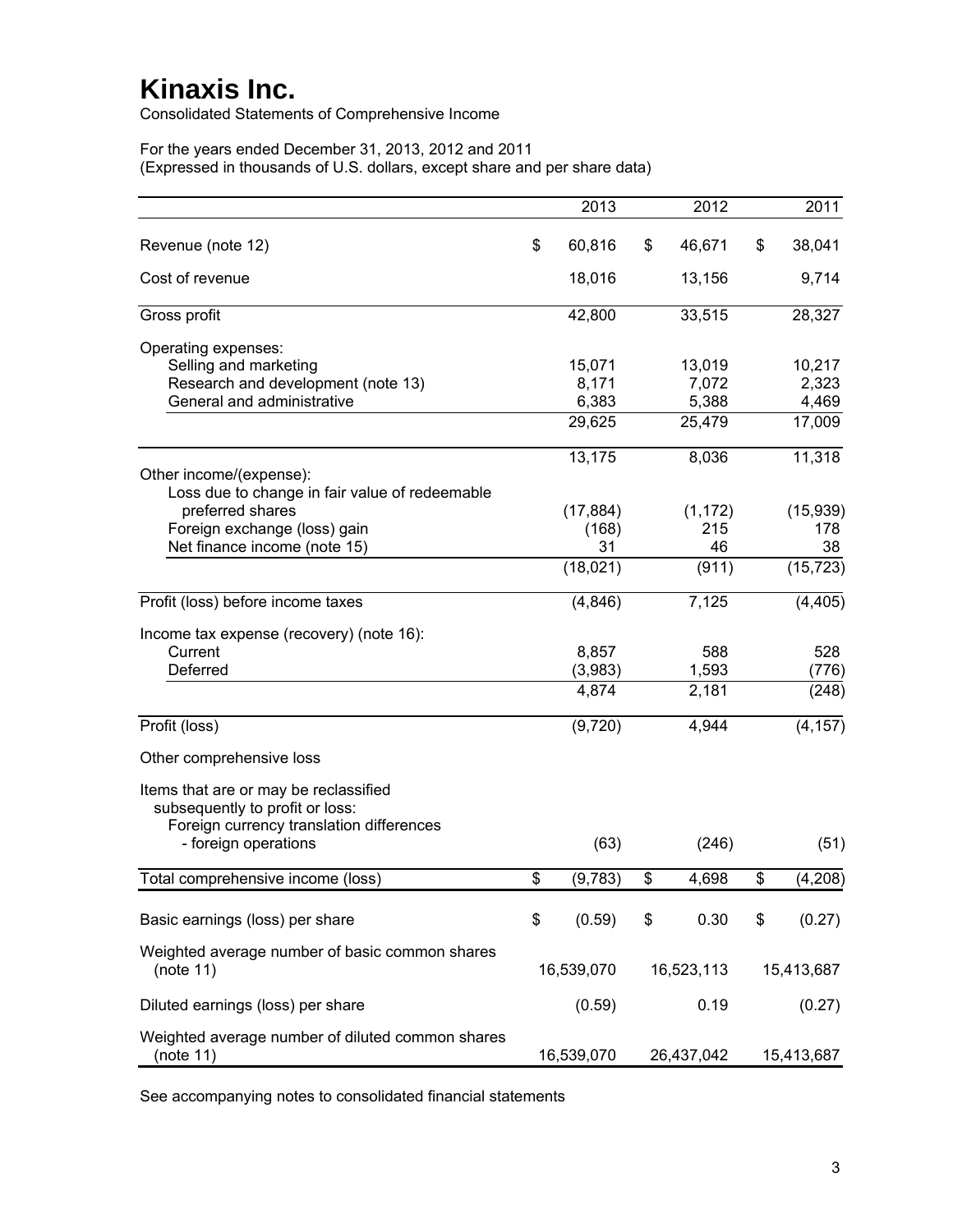# Kinaxis Inc.

Consolidated Statements of Comprehensive Income

For the years ended December 31, 2013, 2012 and 2011
(Expressed in thousands of U.S. dollars, except share and per share data)

| | 2013 | 2012 | 2011 |
|---|---|---|---|
| Revenue (note 12) | $ 60,816 | $ 46,671 | $ 38,041 |
| Cost of revenue | 18,016 | 13,156 | 9,714 |
| Gross profit | 42,800 | 33,515 | 28,327 |
| Operating expenses: | | | |
| Selling and marketing | 15,071 | 13,019 | 10,217 |
| Research and development (note 13) | 8,171 | 7,072 | 2,323 |
| General and administrative | 6,383 | 5,388 | 4,469 |
| | 29,625 | 25,479 | 17,009 |
| | 13,175 | 8,036 | 11,318 |
| Other income/(expense): | | | |
| Loss due to change in fair value of redeemable preferred shares | (17,884) | (1,172) | (15,939) |
| Foreign exchange (loss) gain | (168) | 215 | 178 |
| Net finance income (note 15) | 31 | 46 | 38 |
| | (18,021) | (911) | (15,723) |
| Profit (loss) before income taxes | (4,846) | 7,125 | (4,405) |
| Income tax expense (recovery) (note 16): | | | |
| Current | 8,857 | 588 | 528 |
| Deferred | (3,983) | 1,593 | (776) |
| | 4,874 | 2,181 | (248) |
| Profit (loss) | (9,720) | 4,944 | (4,157) |
| Other comprehensive loss | | | |
| Items that are or may be reclassified subsequently to profit or loss: | | | |
| Foreign currency translation differences - foreign operations | (63) | (246) | (51) |
| Total comprehensive income (loss) | $ (9,783) | $ 4,698 | $ (4,208) |
| Basic earnings (loss) per share | $ (0.59) | $ 0.30 | $ (0.27) |
| Weighted average number of basic common shares (note 11) | 16,539,070 | 16,523,113 | 15,413,687 |
| Diluted earnings (loss) per share | (0.59) | 0.19 | (0.27) |
| Weighted average number of diluted common shares (note 11) | 16,539,070 | 26,437,042 | 15,413,687 |

See accompanying notes to consolidated financial statements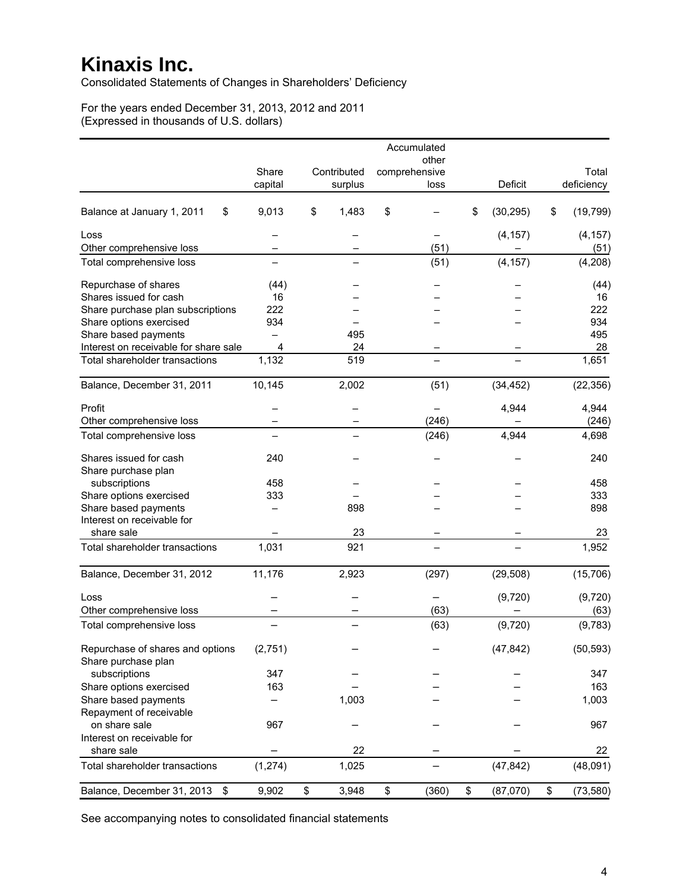# Kinaxis Inc.

Consolidated Statements of Changes in Shareholders' Deficiency

For the years ended December 31, 2013, 2012 and 2011
(Expressed in thousands of U.S. dollars)

| | Share capital | Contributed surplus | Accumulated other comprehensive loss | Deficit | Total deficiency |
|---|---|---|---|---|---|
| Balance at January 1, 2011 | $ 9,013 | $ 1,483 | $ – | $ (30,295) | $ (19,799) |
| Loss | – | – | – | (4,157) | (4,157) |
| Other comprehensive loss | – | – | (51) | – | (51) |
| Total comprehensive loss | – | – | (51) | (4,157) | (4,208) |
| Repurchase of shares | (44) | – | – | – | (44) |
| Shares issued for cash | 16 | – | – | – | 16 |
| Share purchase plan subscriptions | 222 | – | – | – | 222 |
| Share options exercised | 934 | – | – | – | 934 |
| Share based payments | – | 495 | | | 495 |
| Interest on receivable for share sale | 4 | 24 | – | – | 28 |
| Total shareholder transactions | 1,132 | 519 | – | – | 1,651 |
| Balance, December 31, 2011 | 10,145 | 2,002 | (51) | (34,452) | (22,356) |
| Profit | – | – | – | 4,944 | 4,944 |
| Other comprehensive loss | – | – | (246) | – | (246) |
| Total comprehensive loss | – | – | (246) | 4,944 | 4,698 |
| Shares issued for cash | 240 | – | – | – | 240 |
| Share purchase plan subscriptions | 458 | – | – | – | 458 |
| Share options exercised | 333 | – | – | – | 333 |
| Share based payments | – | 898 | – | – | 898 |
| Interest on receivable for share sale | – | 23 | – | – | 23 |
| Total shareholder transactions | 1,031 | 921 | – | – | 1,952 |
| Balance, December 31, 2012 | 11,176 | 2,923 | (297) | (29,508) | (15,706) |
| Loss | – | – | – | (9,720) | (9,720) |
| Other comprehensive loss | – | – | (63) | – | (63) |
| Total comprehensive loss | – | – | (63) | (9,720) | (9,783) |
| Repurchase of shares and options | (2,751) | – | – | (47,842) | (50,593) |
| Share purchase plan subscriptions | 347 | – | – | – | 347 |
| Share options exercised | 163 | – | – | – | 163 |
| Share based payments | – | 1,003 | – | – | 1,003 |
| Repayment of receivable on share sale | 967 | – | – | – | 967 |
| Interest on receivable for share sale | – | 22 | – | – | 22 |
| Total shareholder transactions | (1,274) | 1,025 | – | (47,842) | (48,091) |
| Balance, December 31, 2013 | $ 9,902 | $ 3,948 | $ (360) | $ (87,070) | $ (73,580) |

See accompanying notes to consolidated financial statements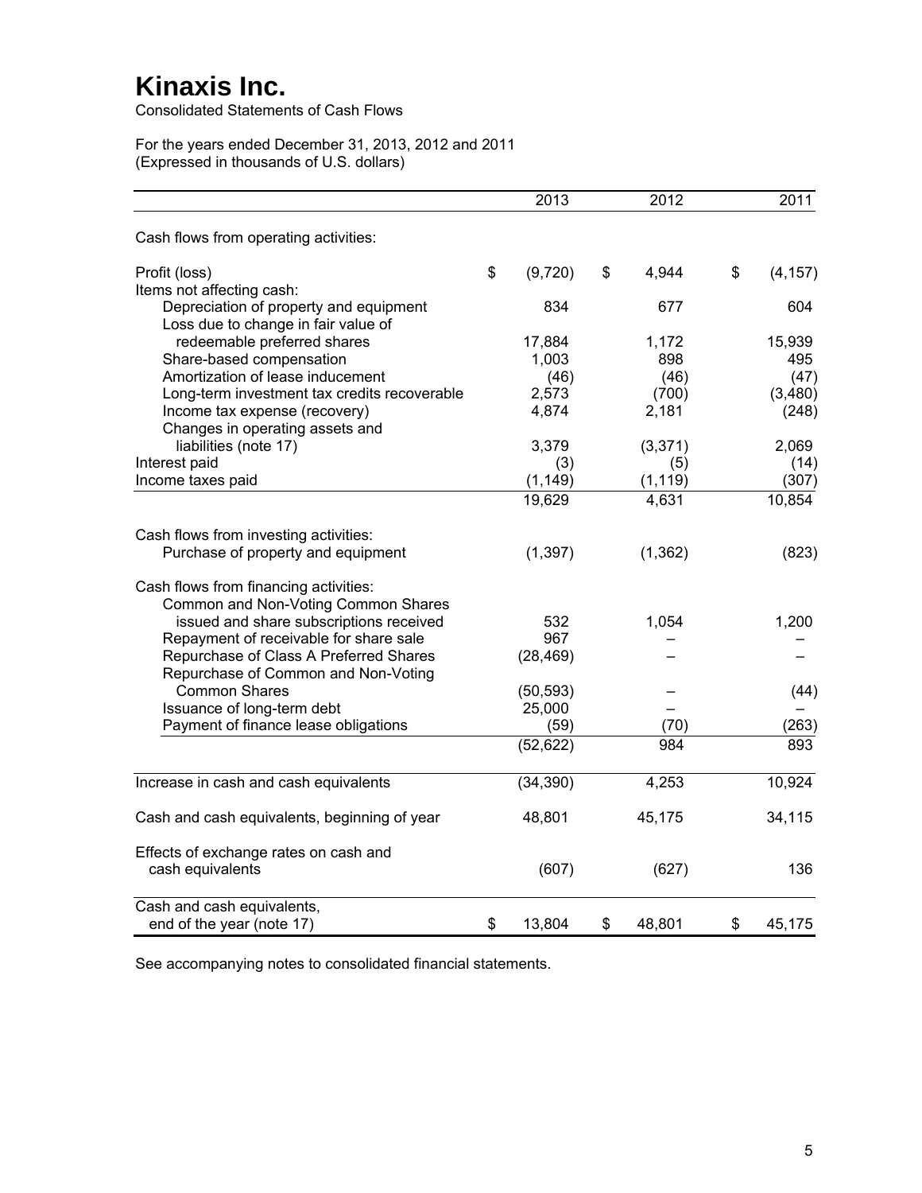# Kinaxis Inc.

Consolidated Statements of Cash Flows

For the years ended December 31, 2013, 2012 and 2011
(Expressed in thousands of U.S. dollars)

| | 2013 | 2012 | 2011 |
|---|---|---|---|
| Cash flows from operating activities: | | | |
| Profit (loss) | $ (9,720) | $ 4,944 | $ (4,157) |
| Items not affecting cash: | | | |
| Depreciation of property and equipment | 834 | 677 | 604 |
| Loss due to change in fair value of redeemable preferred shares | 17,884 | 1,172 | 15,939 |
| Share-based compensation | 1,003 | 898 | 495 |
| Amortization of lease inducement | (46) | (46) | (47) |
| Long-term investment tax credits recoverable | 2,573 | (700) | (3,480) |
| Income tax expense (recovery) | 4,874 | 2,181 | (248) |
| Changes in operating assets and liabilities (note 17) | 3,379 | (3,371) | 2,069 |
| Interest paid | (3) | (5) | (14) |
| Income taxes paid | (1,149) | (1,119) | (307) |
| | 19,629 | 4,631 | 10,854 |
| Cash flows from investing activities: | | | |
| Purchase of property and equipment | (1,397) | (1,362) | (823) |
| Cash flows from financing activities: | | | |
| Common and Non-Voting Common Shares issued and share subscriptions received | 532 | 1,054 | 1,200 |
| Repayment of receivable for share sale | 967 | – | – |
| Repurchase of Class A Preferred Shares | (28,469) | – | – |
| Repurchase of Common and Non-Voting Common Shares | (50,593) | – | (44) |
| Issuance of long-term debt | 25,000 | – | – |
| Payment of finance lease obligations | (59) | (70) | (263) |
| | (52,622) | 984 | 893 |
| Increase in cash and cash equivalents | (34,390) | 4,253 | 10,924 |
| Cash and cash equivalents, beginning of year | 48,801 | 45,175 | 34,115 |
| Effects of exchange rates on cash and cash equivalents | (607) | (627) | 136 |
| Cash and cash equivalents, end of the year (note 17) | $ 13,804 | $ 48,801 | $ 45,175 |

See accompanying notes to consolidated financial statements.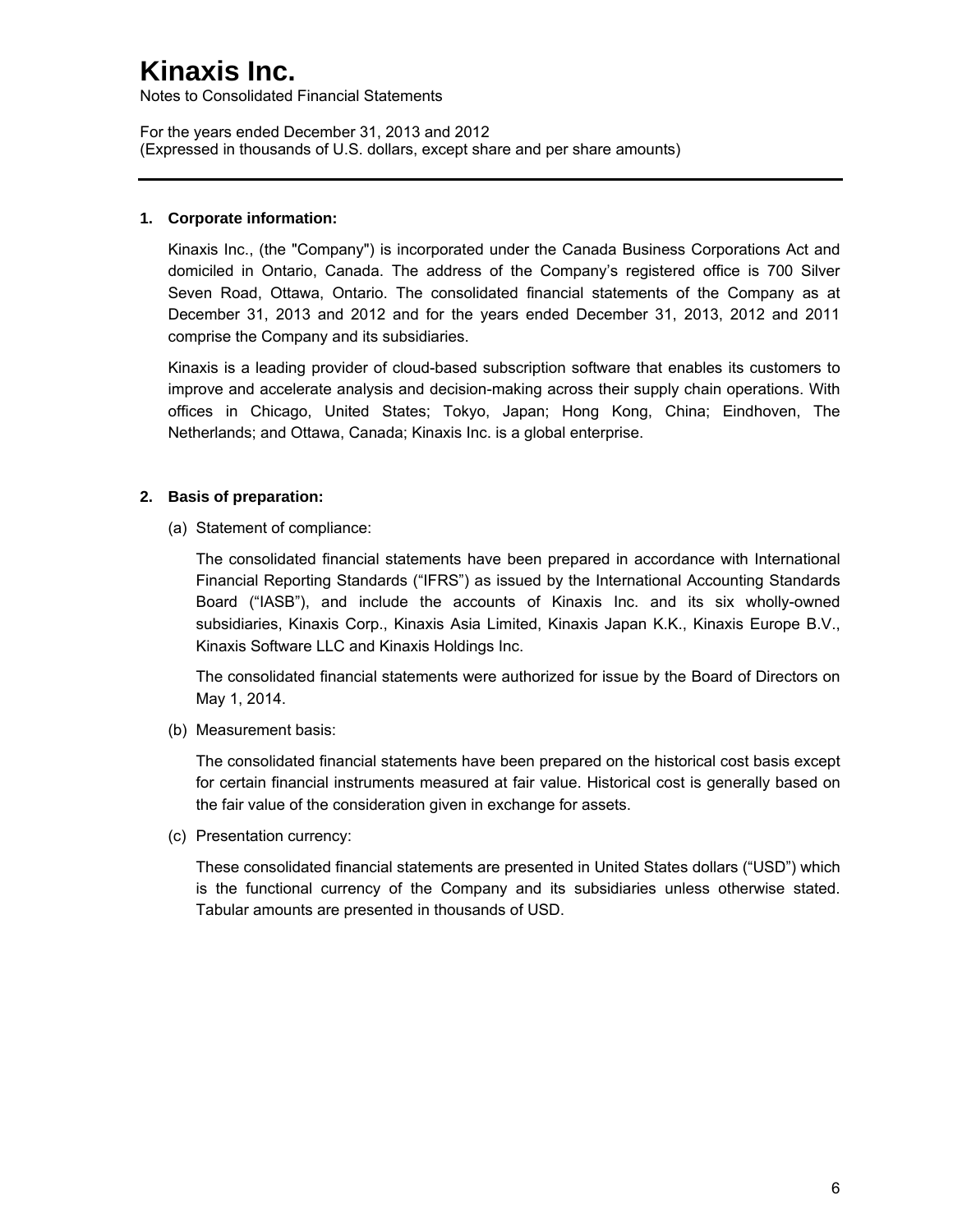# Kinaxis Inc.

Notes to Consolidated Financial Statements

For the years ended December 31, 2013 and 2012
(Expressed in thousands of U.S. dollars, except share and per share amounts)

---

## 1. Corporate information:

Kinaxis Inc., (the "Company") is incorporated under the Canada Business Corporations Act and domiciled in Ontario, Canada. The address of the Company's registered office is 700 Silver Seven Road, Ottawa, Ontario. The consolidated financial statements of the Company as at December 31, 2013 and 2012 and for the years ended December 31, 2013, 2012 and 2011 comprise the Company and its subsidiaries.

Kinaxis is a leading provider of cloud-based subscription software that enables its customers to improve and accelerate analysis and decision-making across their supply chain operations. With offices in Chicago, United States; Tokyo, Japan; Hong Kong, China; Eindhoven, The Netherlands; and Ottawa, Canada; Kinaxis Inc. is a global enterprise.

## 2. Basis of preparation:

(a) Statement of compliance:

The consolidated financial statements have been prepared in accordance with International Financial Reporting Standards ("IFRS") as issued by the International Accounting Standards Board ("IASB"), and include the accounts of Kinaxis Inc. and its six wholly-owned subsidiaries, Kinaxis Corp., Kinaxis Asia Limited, Kinaxis Japan K.K., Kinaxis Europe B.V., Kinaxis Software LLC and Kinaxis Holdings Inc.

The consolidated financial statements were authorized for issue by the Board of Directors on May 1, 2014.

(b) Measurement basis:

The consolidated financial statements have been prepared on the historical cost basis except for certain financial instruments measured at fair value. Historical cost is generally based on the fair value of the consideration given in exchange for assets.

(c) Presentation currency:

These consolidated financial statements are presented in United States dollars ("USD") which is the functional currency of the Company and its subsidiaries unless otherwise stated. Tabular amounts are presented in thousands of USD.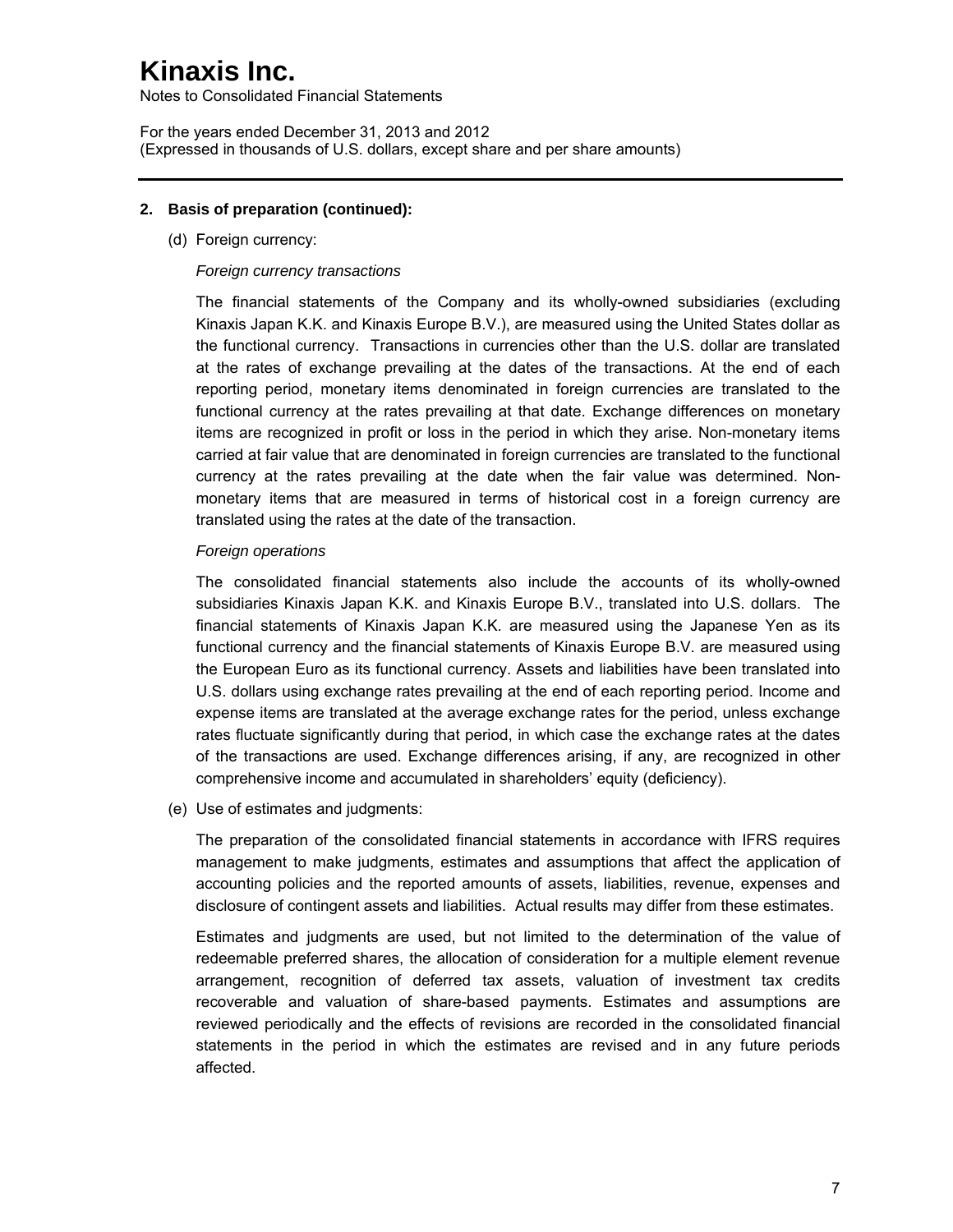## 2. Basis of preparation (continued):

(d) Foreign currency:

*Foreign currency transactions*

The financial statements of the Company and its wholly-owned subsidiaries (excluding Kinaxis Japan K.K. and Kinaxis Europe B.V.), are measured using the United States dollar as the functional currency. Transactions in currencies other than the U.S. dollar are translated at the rates of exchange prevailing at the dates of the transactions. At the end of each reporting period, monetary items denominated in foreign currencies are translated to the functional currency at the rates prevailing at that date. Exchange differences on monetary items are recognized in profit or loss in the period in which they arise. Non-monetary items carried at fair value that are denominated in foreign currencies are translated to the functional currency at the rates prevailing at the date when the fair value was determined. Non-monetary items that are measured in terms of historical cost in a foreign currency are translated using the rates at the date of the transaction.

*Foreign operations*

The consolidated financial statements also include the accounts of its wholly-owned subsidiaries Kinaxis Japan K.K. and Kinaxis Europe B.V., translated into U.S. dollars. The financial statements of Kinaxis Japan K.K. are measured using the Japanese Yen as its functional currency and the financial statements of Kinaxis Europe B.V. are measured using the European Euro as its functional currency. Assets and liabilities have been translated into U.S. dollars using exchange rates prevailing at the end of each reporting period. Income and expense items are translated at the average exchange rates for the period, unless exchange rates fluctuate significantly during that period, in which case the exchange rates at the dates of the transactions are used. Exchange differences arising, if any, are recognized in other comprehensive income and accumulated in shareholders' equity (deficiency).

(e) Use of estimates and judgments:

The preparation of the consolidated financial statements in accordance with IFRS requires management to make judgments, estimates and assumptions that affect the application of accounting policies and the reported amounts of assets, liabilities, revenue, expenses and disclosure of contingent assets and liabilities. Actual results may differ from these estimates.

Estimates and judgments are used, but not limited to the determination of the value of redeemable preferred shares, the allocation of consideration for a multiple element revenue arrangement, recognition of deferred tax assets, valuation of investment tax credits recoverable and valuation of share-based payments. Estimates and assumptions are reviewed periodically and the effects of revisions are recorded in the consolidated financial statements in the period in which the estimates are revised and in any future periods affected.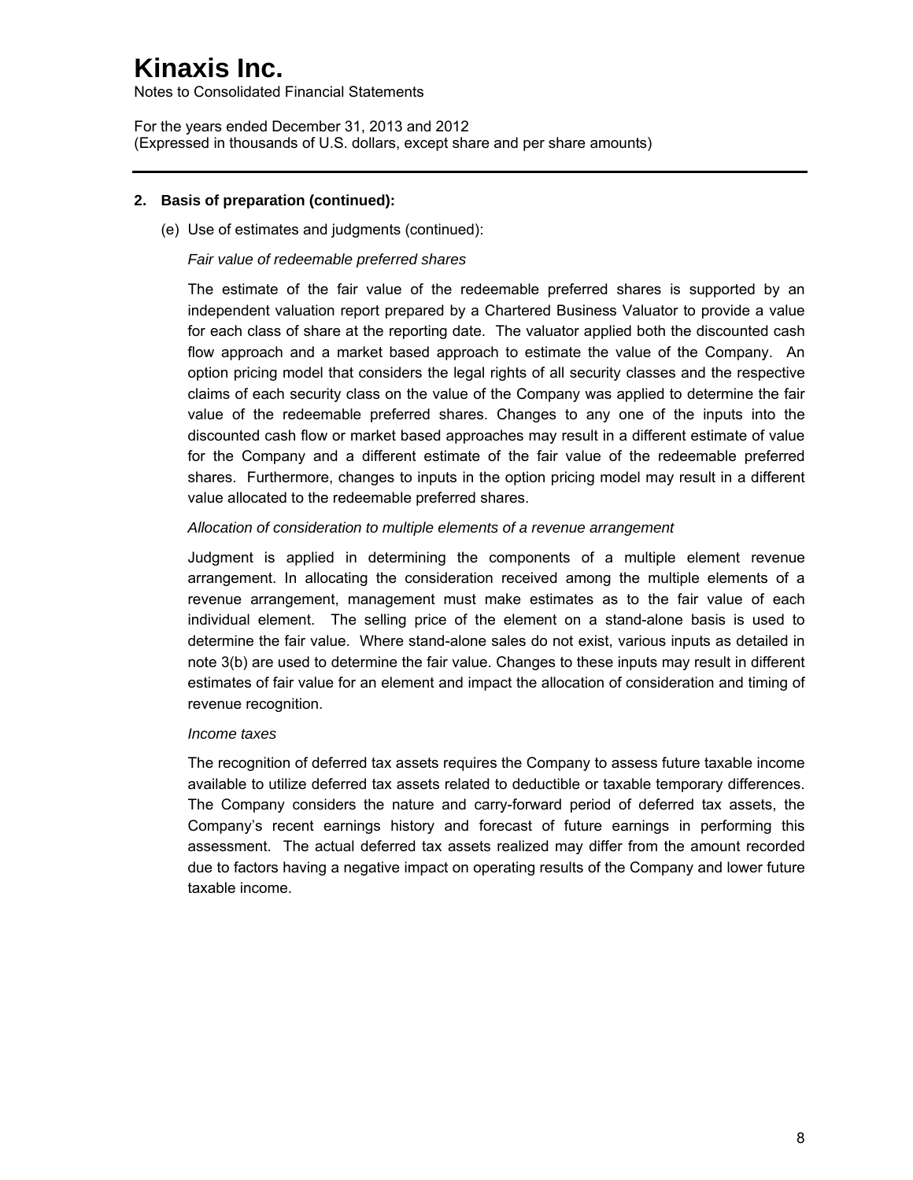## 2. Basis of preparation (continued):

(e) Use of estimates and judgments (continued):

*Fair value of redeemable preferred shares*

The estimate of the fair value of the redeemable preferred shares is supported by an independent valuation report prepared by a Chartered Business Valuator to provide a value for each class of share at the reporting date. The valuator applied both the discounted cash flow approach and a market based approach to estimate the value of the Company. An option pricing model that considers the legal rights of all security classes and the respective claims of each security class on the value of the Company was applied to determine the fair value of the redeemable preferred shares. Changes to any one of the inputs into the discounted cash flow or market based approaches may result in a different estimate of value for the Company and a different estimate of the fair value of the redeemable preferred shares. Furthermore, changes to inputs in the option pricing model may result in a different value allocated to the redeemable preferred shares.

*Allocation of consideration to multiple elements of a revenue arrangement*

Judgment is applied in determining the components of a multiple element revenue arrangement. In allocating the consideration received among the multiple elements of a revenue arrangement, management must make estimates as to the fair value of each individual element. The selling price of the element on a stand-alone basis is used to determine the fair value. Where stand-alone sales do not exist, various inputs as detailed in note 3(b) are used to determine the fair value. Changes to these inputs may result in different estimates of fair value for an element and impact the allocation of consideration and timing of revenue recognition.

*Income taxes*

The recognition of deferred tax assets requires the Company to assess future taxable income available to utilize deferred tax assets related to deductible or taxable temporary differences. The Company considers the nature and carry-forward period of deferred tax assets, the Company's recent earnings history and forecast of future earnings in performing this assessment. The actual deferred tax assets realized may differ from the amount recorded due to factors having a negative impact on operating results of the Company and lower future taxable income.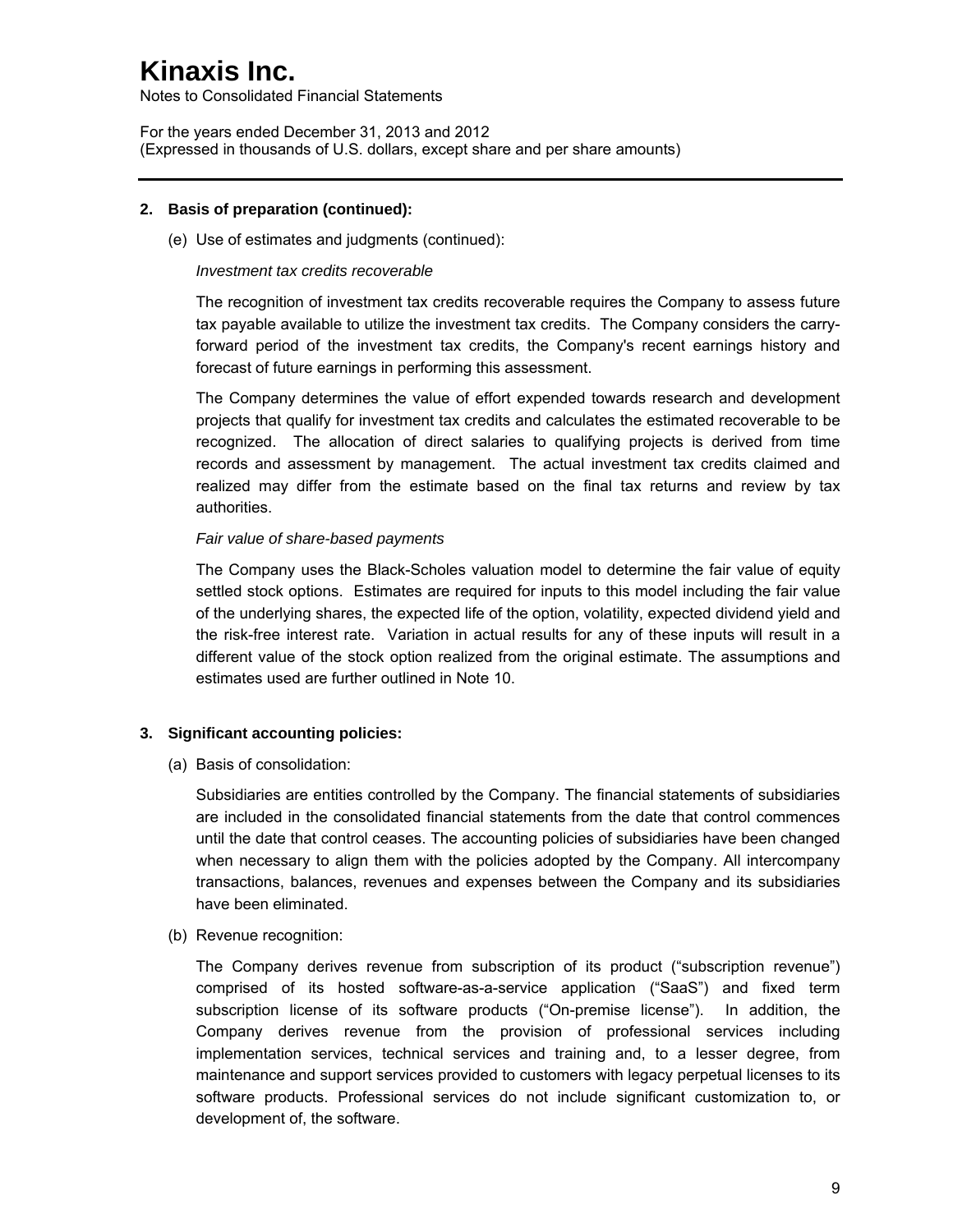## 2. Basis of preparation (continued):

(e) Use of estimates and judgments (continued):

*Investment tax credits recoverable*

The recognition of investment tax credits recoverable requires the Company to assess future tax payable available to utilize the investment tax credits. The Company considers the carry-forward period of the investment tax credits, the Company's recent earnings history and forecast of future earnings in performing this assessment.

The Company determines the value of effort expended towards research and development projects that qualify for investment tax credits and calculates the estimated recoverable to be recognized. The allocation of direct salaries to qualifying projects is derived from time records and assessment by management. The actual investment tax credits claimed and realized may differ from the estimate based on the final tax returns and review by tax authorities.

*Fair value of share-based payments*

The Company uses the Black-Scholes valuation model to determine the fair value of equity settled stock options. Estimates are required for inputs to this model including the fair value of the underlying shares, the expected life of the option, volatility, expected dividend yield and the risk-free interest rate. Variation in actual results for any of these inputs will result in a different value of the stock option realized from the original estimate. The assumptions and estimates used are further outlined in Note 10.

## 3. Significant accounting policies:

(a) Basis of consolidation:

Subsidiaries are entities controlled by the Company. The financial statements of subsidiaries are included in the consolidated financial statements from the date that control commences until the date that control ceases. The accounting policies of subsidiaries have been changed when necessary to align them with the policies adopted by the Company. All intercompany transactions, balances, revenues and expenses between the Company and its subsidiaries have been eliminated.

(b) Revenue recognition:

The Company derives revenue from subscription of its product ("subscription revenue") comprised of its hosted software-as-a-service application ("SaaS") and fixed term subscription license of its software products ("On-premise license"). In addition, the Company derives revenue from the provision of professional services including implementation services, technical services and training and, to a lesser degree, from maintenance and support services provided to customers with legacy perpetual licenses to its software products. Professional services do not include significant customization to, or development of, the software.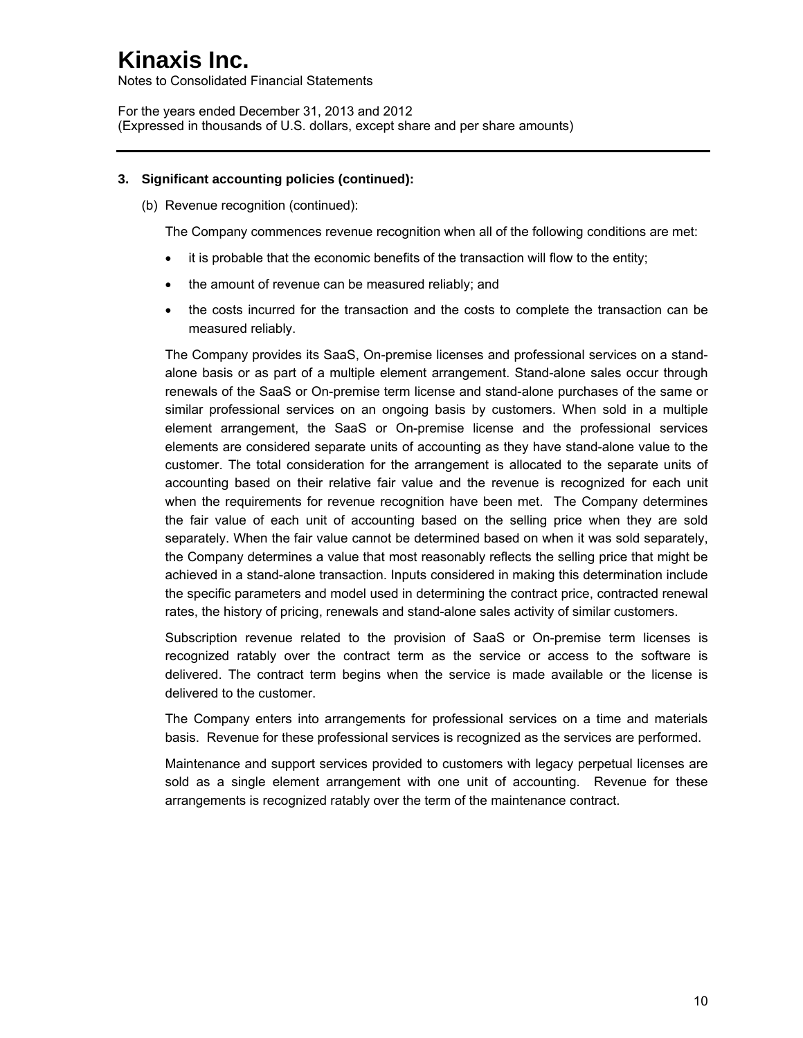### 3. Significant accounting policies (continued):

(b) Revenue recognition (continued):

The Company commences revenue recognition when all of the following conditions are met:

- it is probable that the economic benefits of the transaction will flow to the entity;
- the amount of revenue can be measured reliably; and
- the costs incurred for the transaction and the costs to complete the transaction can be measured reliably.

The Company provides its SaaS, On-premise licenses and professional services on a stand-alone basis or as part of a multiple element arrangement. Stand-alone sales occur through renewals of the SaaS or On-premise term license and stand-alone purchases of the same or similar professional services on an ongoing basis by customers. When sold in a multiple element arrangement, the SaaS or On-premise license and the professional services elements are considered separate units of accounting as they have stand-alone value to the customer. The total consideration for the arrangement is allocated to the separate units of accounting based on their relative fair value and the revenue is recognized for each unit when the requirements for revenue recognition have been met. The Company determines the fair value of each unit of accounting based on the selling price when they are sold separately. When the fair value cannot be determined based on when it was sold separately, the Company determines a value that most reasonably reflects the selling price that might be achieved in a stand-alone transaction. Inputs considered in making this determination include the specific parameters and model used in determining the contract price, contracted renewal rates, the history of pricing, renewals and stand-alone sales activity of similar customers.

Subscription revenue related to the provision of SaaS or On-premise term licenses is recognized ratably over the contract term as the service or access to the software is delivered. The contract term begins when the service is made available or the license is delivered to the customer.

The Company enters into arrangements for professional services on a time and materials basis. Revenue for these professional services is recognized as the services are performed.

Maintenance and support services provided to customers with legacy perpetual licenses are sold as a single element arrangement with one unit of accounting. Revenue for these arrangements is recognized ratably over the term of the maintenance contract.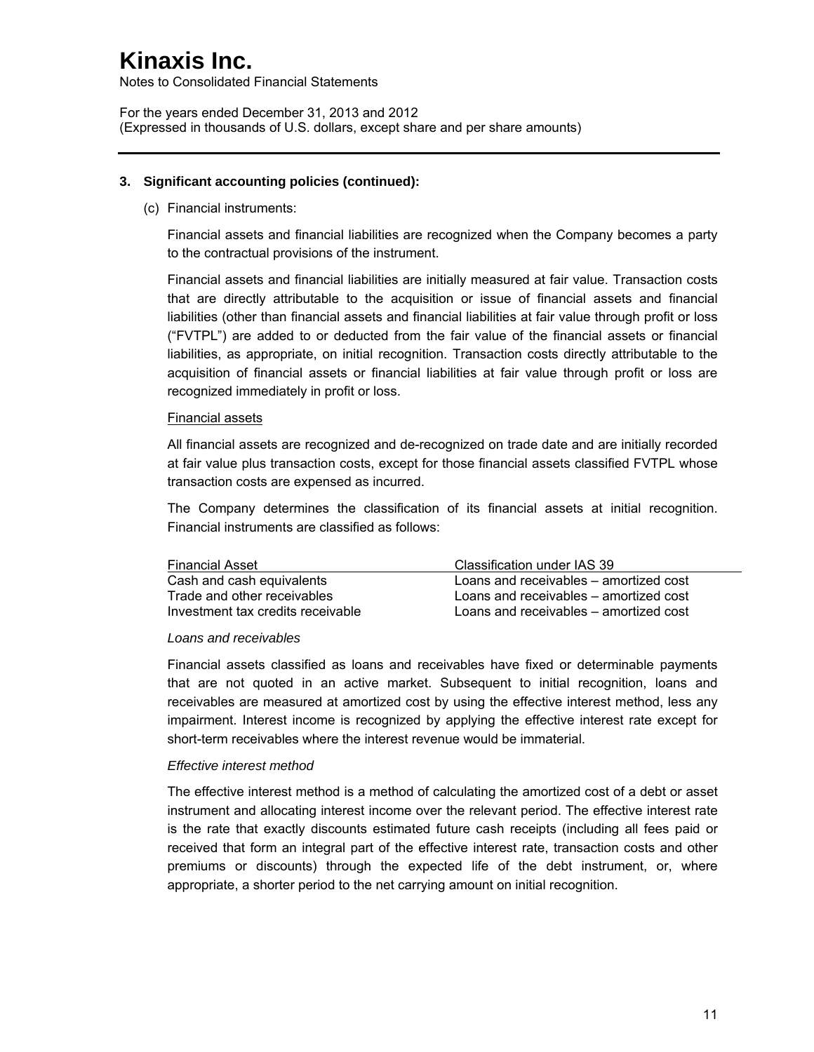# Kinaxis Inc.

Notes to Consolidated Financial Statements

For the years ended December 31, 2013 and 2012
(Expressed in thousands of U.S. dollars, except share and per share amounts)

## 3. Significant accounting policies (continued):

(c) Financial instruments:

Financial assets and financial liabilities are recognized when the Company becomes a party to the contractual provisions of the instrument.

Financial assets and financial liabilities are initially measured at fair value. Transaction costs that are directly attributable to the acquisition or issue of financial assets and financial liabilities (other than financial assets and financial liabilities at fair value through profit or loss ("FVTPL") are added to or deducted from the fair value of the financial assets or financial liabilities, as appropriate, on initial recognition. Transaction costs directly attributable to the acquisition of financial assets or financial liabilities at fair value through profit or loss are recognized immediately in profit or loss.

Financial assets

All financial assets are recognized and de-recognized on trade date and are initially recorded at fair value plus transaction costs, except for those financial assets classified FVTPL whose transaction costs are expensed as incurred.

The Company determines the classification of its financial assets at initial recognition. Financial instruments are classified as follows:

| Financial Asset | Classification under IAS 39 |
|---|---|
| Cash and cash equivalents | Loans and receivables – amortized cost |
| Trade and other receivables | Loans and receivables – amortized cost |
| Investment tax credits receivable | Loans and receivables – amortized cost |

*Loans and receivables*

Financial assets classified as loans and receivables have fixed or determinable payments that are not quoted in an active market. Subsequent to initial recognition, loans and receivables are measured at amortized cost by using the effective interest method, less any impairment. Interest income is recognized by applying the effective interest rate except for short-term receivables where the interest revenue would be immaterial.

*Effective interest method*

The effective interest method is a method of calculating the amortized cost of a debt or asset instrument and allocating interest income over the relevant period. The effective interest rate is the rate that exactly discounts estimated future cash receipts (including all fees paid or received that form an integral part of the effective interest rate, transaction costs and other premiums or discounts) through the expected life of the debt instrument, or, where appropriate, a shorter period to the net carrying amount on initial recognition.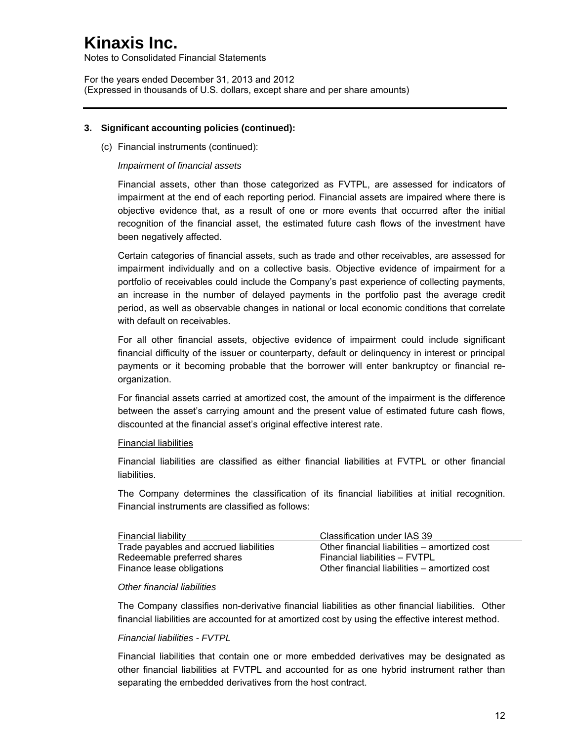### 3. Significant accounting policies (continued):

(c) Financial instruments (continued):

*Impairment of financial assets*

Financial assets, other than those categorized as FVTPL, are assessed for indicators of impairment at the end of each reporting period. Financial assets are impaired where there is objective evidence that, as a result of one or more events that occurred after the initial recognition of the financial asset, the estimated future cash flows of the investment have been negatively affected.

Certain categories of financial assets, such as trade and other receivables, are assessed for impairment individually and on a collective basis. Objective evidence of impairment for a portfolio of receivables could include the Company's past experience of collecting payments, an increase in the number of delayed payments in the portfolio past the average credit period, as well as observable changes in national or local economic conditions that correlate with default on receivables.

For all other financial assets, objective evidence of impairment could include significant financial difficulty of the issuer or counterparty, default or delinquency in interest or principal payments or it becoming probable that the borrower will enter bankruptcy or financial re-organization.

For financial assets carried at amortized cost, the amount of the impairment is the difference between the asset's carrying amount and the present value of estimated future cash flows, discounted at the financial asset's original effective interest rate.

<u>Financial liabilities</u>

Financial liabilities are classified as either financial liabilities at FVTPL or other financial liabilities.

The Company determines the classification of its financial liabilities at initial recognition. Financial instruments are classified as follows:

| Financial liability | Classification under IAS 39 |
|---|---|
| Trade payables and accrued liabilities | Other financial liabilities – amortized cost |
| Redeemable preferred shares | Financial liabilities – FVTPL |
| Finance lease obligations | Other financial liabilities – amortized cost |

*Other financial liabilities*

The Company classifies non-derivative financial liabilities as other financial liabilities. Other financial liabilities are accounted for at amortized cost by using the effective interest method.

*Financial liabilities - FVTPL*

Financial liabilities that contain one or more embedded derivatives may be designated as other financial liabilities at FVTPL and accounted for as one hybrid instrument rather than separating the embedded derivatives from the host contract.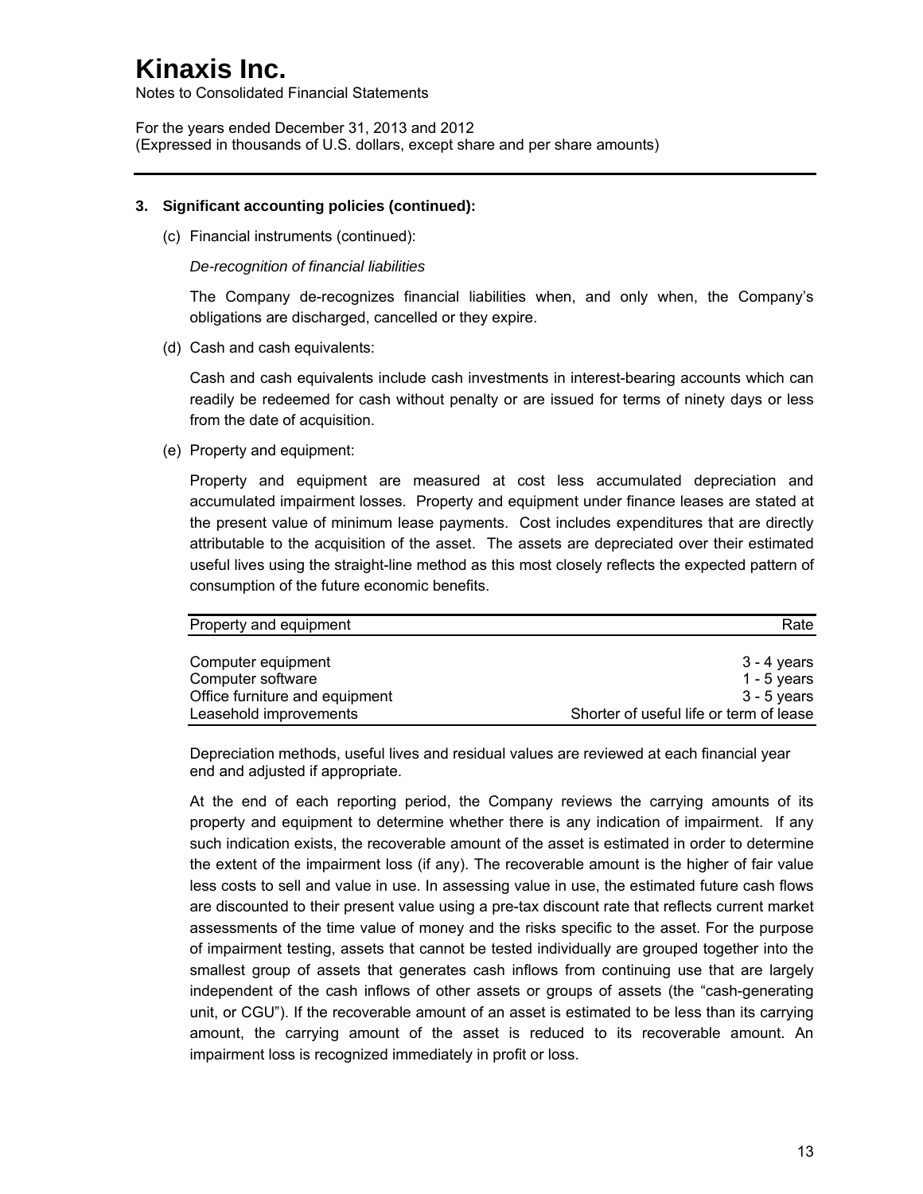# Kinaxis Inc.

Notes to Consolidated Financial Statements

For the years ended December 31, 2013 and 2012
(Expressed in thousands of U.S. dollars, except share and per share amounts)

**3. Significant accounting policies (continued):**

(c) Financial instruments (continued):

*De-recognition of financial liabilities*

The Company de-recognizes financial liabilities when, and only when, the Company's obligations are discharged, cancelled or they expire.

(d) Cash and cash equivalents:

Cash and cash equivalents include cash investments in interest-bearing accounts which can readily be redeemed for cash without penalty or are issued for terms of ninety days or less from the date of acquisition.

(e) Property and equipment:

Property and equipment are measured at cost less accumulated depreciation and accumulated impairment losses. Property and equipment under finance leases are stated at the present value of minimum lease payments. Cost includes expenditures that are directly attributable to the acquisition of the asset. The assets are depreciated over their estimated useful lives using the straight-line method as this most closely reflects the expected pattern of consumption of the future economic benefits.

| Property and equipment | Rate |
|---|---|
| Computer equipment | 3 - 4 years |
| Computer software | 1 - 5 years |
| Office furniture and equipment | 3 - 5 years |
| Leasehold improvements | Shorter of useful life or term of lease |

Depreciation methods, useful lives and residual values are reviewed at each financial year end and adjusted if appropriate.

At the end of each reporting period, the Company reviews the carrying amounts of its property and equipment to determine whether there is any indication of impairment. If any such indication exists, the recoverable amount of the asset is estimated in order to determine the extent of the impairment loss (if any). The recoverable amount is the higher of fair value less costs to sell and value in use. In assessing value in use, the estimated future cash flows are discounted to their present value using a pre-tax discount rate that reflects current market assessments of the time value of money and the risks specific to the asset. For the purpose of impairment testing, assets that cannot be tested individually are grouped together into the smallest group of assets that generates cash inflows from continuing use that are largely independent of the cash inflows of other assets or groups of assets (the "cash-generating unit, or CGU"). If the recoverable amount of an asset is estimated to be less than its carrying amount, the carrying amount of the asset is reduced to its recoverable amount. An impairment loss is recognized immediately in profit or loss.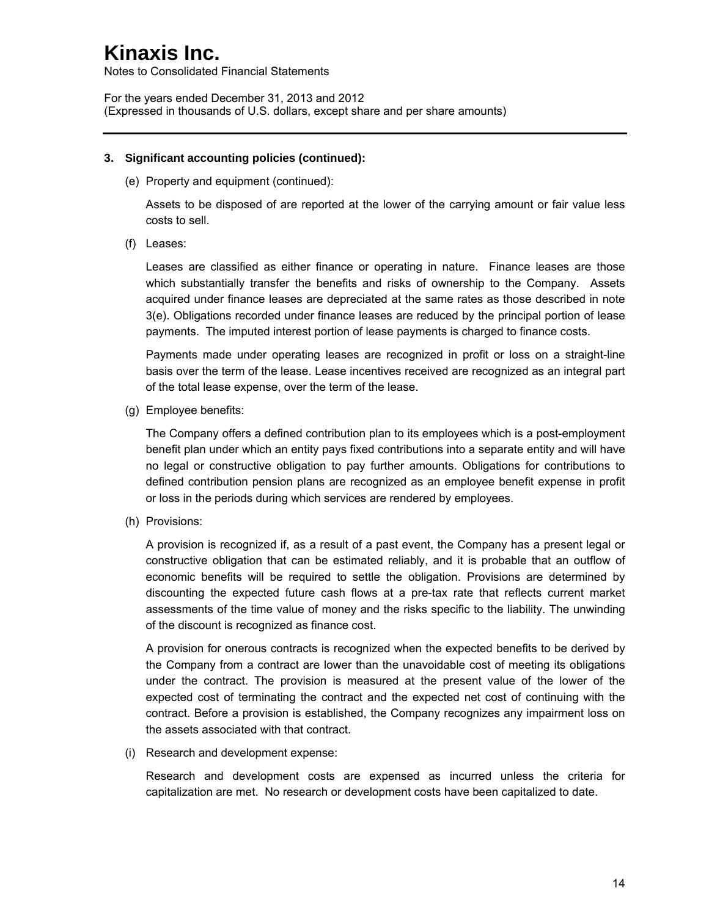### 3. Significant accounting policies (continued):

(e) Property and equipment (continued):

Assets to be disposed of are reported at the lower of the carrying amount or fair value less costs to sell.

(f) Leases:

Leases are classified as either finance or operating in nature. Finance leases are those which substantially transfer the benefits and risks of ownership to the Company. Assets acquired under finance leases are depreciated at the same rates as those described in note 3(e). Obligations recorded under finance leases are reduced by the principal portion of lease payments. The imputed interest portion of lease payments is charged to finance costs.

Payments made under operating leases are recognized in profit or loss on a straight-line basis over the term of the lease. Lease incentives received are recognized as an integral part of the total lease expense, over the term of the lease.

(g) Employee benefits:

The Company offers a defined contribution plan to its employees which is a post-employment benefit plan under which an entity pays fixed contributions into a separate entity and will have no legal or constructive obligation to pay further amounts. Obligations for contributions to defined contribution pension plans are recognized as an employee benefit expense in profit or loss in the periods during which services are rendered by employees.

(h) Provisions:

A provision is recognized if, as a result of a past event, the Company has a present legal or constructive obligation that can be estimated reliably, and it is probable that an outflow of economic benefits will be required to settle the obligation. Provisions are determined by discounting the expected future cash flows at a pre-tax rate that reflects current market assessments of the time value of money and the risks specific to the liability. The unwinding of the discount is recognized as finance cost.

A provision for onerous contracts is recognized when the expected benefits to be derived by the Company from a contract are lower than the unavoidable cost of meeting its obligations under the contract. The provision is measured at the present value of the lower of the expected cost of terminating the contract and the expected net cost of continuing with the contract. Before a provision is established, the Company recognizes any impairment loss on the assets associated with that contract.

(i) Research and development expense:

Research and development costs are expensed as incurred unless the criteria for capitalization are met. No research or development costs have been capitalized to date.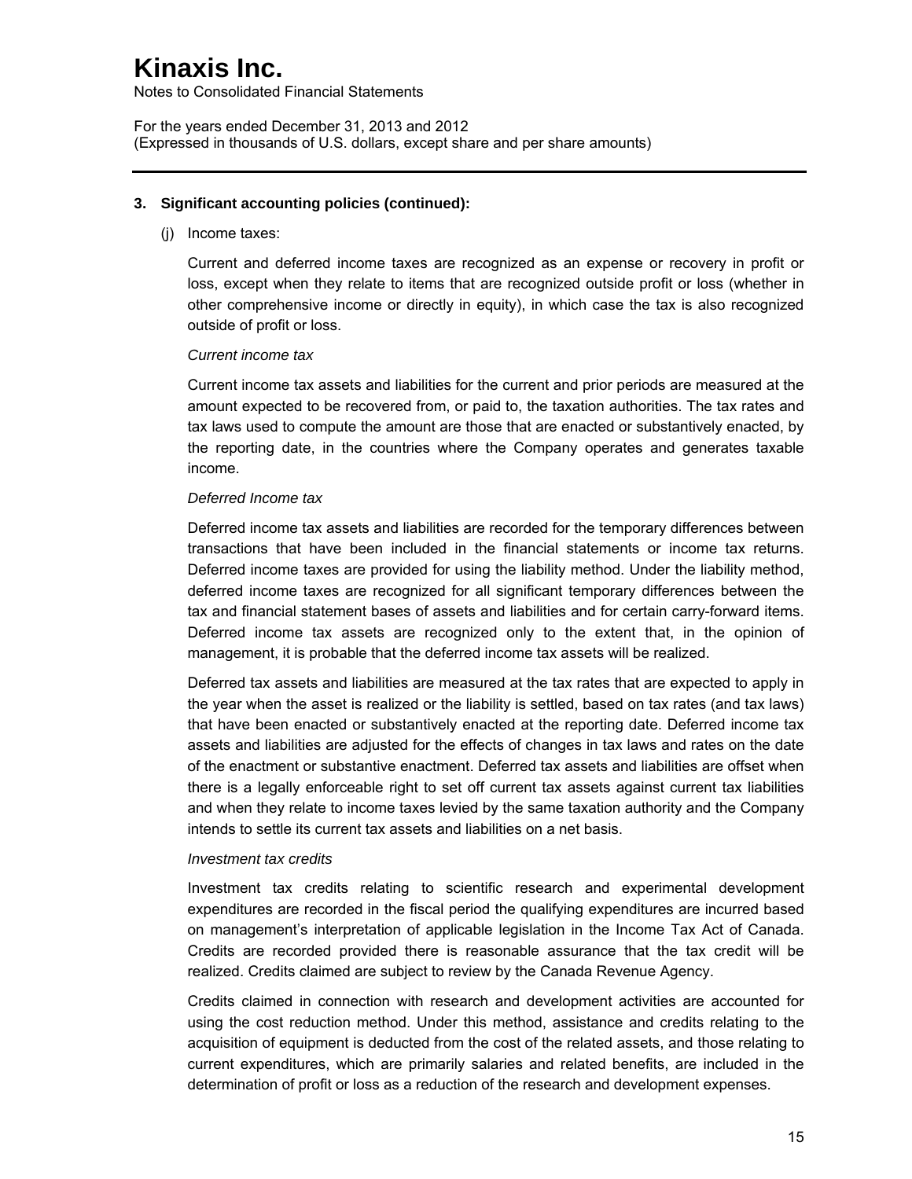## 3. Significant accounting policies (continued):

(j) Income taxes:

Current and deferred income taxes are recognized as an expense or recovery in profit or loss, except when they relate to items that are recognized outside profit or loss (whether in other comprehensive income or directly in equity), in which case the tax is also recognized outside of profit or loss.

*Current income tax*

Current income tax assets and liabilities for the current and prior periods are measured at the amount expected to be recovered from, or paid to, the taxation authorities. The tax rates and tax laws used to compute the amount are those that are enacted or substantively enacted, by the reporting date, in the countries where the Company operates and generates taxable income.

*Deferred Income tax*

Deferred income tax assets and liabilities are recorded for the temporary differences between transactions that have been included in the financial statements or income tax returns. Deferred income taxes are provided for using the liability method. Under the liability method, deferred income taxes are recognized for all significant temporary differences between the tax and financial statement bases of assets and liabilities and for certain carry-forward items. Deferred income tax assets are recognized only to the extent that, in the opinion of management, it is probable that the deferred income tax assets will be realized.

Deferred tax assets and liabilities are measured at the tax rates that are expected to apply in the year when the asset is realized or the liability is settled, based on tax rates (and tax laws) that have been enacted or substantively enacted at the reporting date. Deferred income tax assets and liabilities are adjusted for the effects of changes in tax laws and rates on the date of the enactment or substantive enactment. Deferred tax assets and liabilities are offset when there is a legally enforceable right to set off current tax assets against current tax liabilities and when they relate to income taxes levied by the same taxation authority and the Company intends to settle its current tax assets and liabilities on a net basis.

*Investment tax credits*

Investment tax credits relating to scientific research and experimental development expenditures are recorded in the fiscal period the qualifying expenditures are incurred based on management's interpretation of applicable legislation in the Income Tax Act of Canada. Credits are recorded provided there is reasonable assurance that the tax credit will be realized. Credits claimed are subject to review by the Canada Revenue Agency.

Credits claimed in connection with research and development activities are accounted for using the cost reduction method. Under this method, assistance and credits relating to the acquisition of equipment is deducted from the cost of the related assets, and those relating to current expenditures, which are primarily salaries and related benefits, are included in the determination of profit or loss as a reduction of the research and development expenses.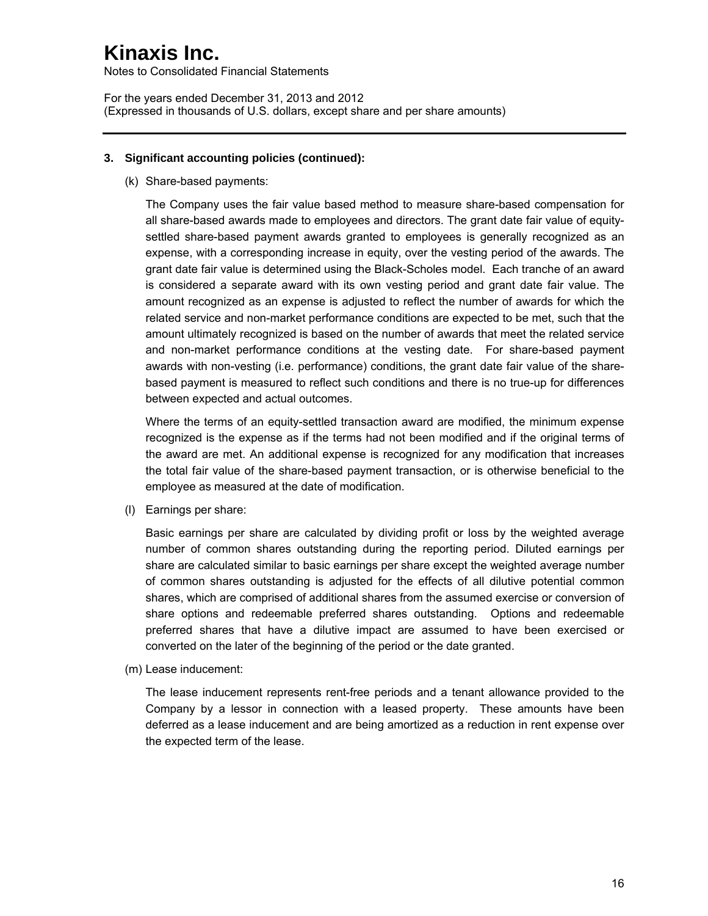# Kinaxis Inc.

Notes to Consolidated Financial Statements

For the years ended December 31, 2013 and 2012
(Expressed in thousands of U.S. dollars, except share and per share amounts)

---

**3. Significant accounting policies (continued):**

(k) Share-based payments:

The Company uses the fair value based method to measure share-based compensation for all share-based awards made to employees and directors. The grant date fair value of equity-settled share-based payment awards granted to employees is generally recognized as an expense, with a corresponding increase in equity, over the vesting period of the awards. The grant date fair value is determined using the Black-Scholes model. Each tranche of an award is considered a separate award with its own vesting period and grant date fair value. The amount recognized as an expense is adjusted to reflect the number of awards for which the related service and non-market performance conditions are expected to be met, such that the amount ultimately recognized is based on the number of awards that meet the related service and non-market performance conditions at the vesting date. For share-based payment awards with non-vesting (i.e. performance) conditions, the grant date fair value of the share-based payment is measured to reflect such conditions and there is no true-up for differences between expected and actual outcomes.

Where the terms of an equity-settled transaction award are modified, the minimum expense recognized is the expense as if the terms had not been modified and if the original terms of the award are met. An additional expense is recognized for any modification that increases the total fair value of the share-based payment transaction, or is otherwise beneficial to the employee as measured at the date of modification.

(l) Earnings per share:

Basic earnings per share are calculated by dividing profit or loss by the weighted average number of common shares outstanding during the reporting period. Diluted earnings per share are calculated similar to basic earnings per share except the weighted average number of common shares outstanding is adjusted for the effects of all dilutive potential common shares, which are comprised of additional shares from the assumed exercise or conversion of share options and redeemable preferred shares outstanding. Options and redeemable preferred shares that have a dilutive impact are assumed to have been exercised or converted on the later of the beginning of the period or the date granted.

(m) Lease inducement:

The lease inducement represents rent-free periods and a tenant allowance provided to the Company by a lessor in connection with a leased property. These amounts have been deferred as a lease inducement and are being amortized as a reduction in rent expense over the expected term of the lease.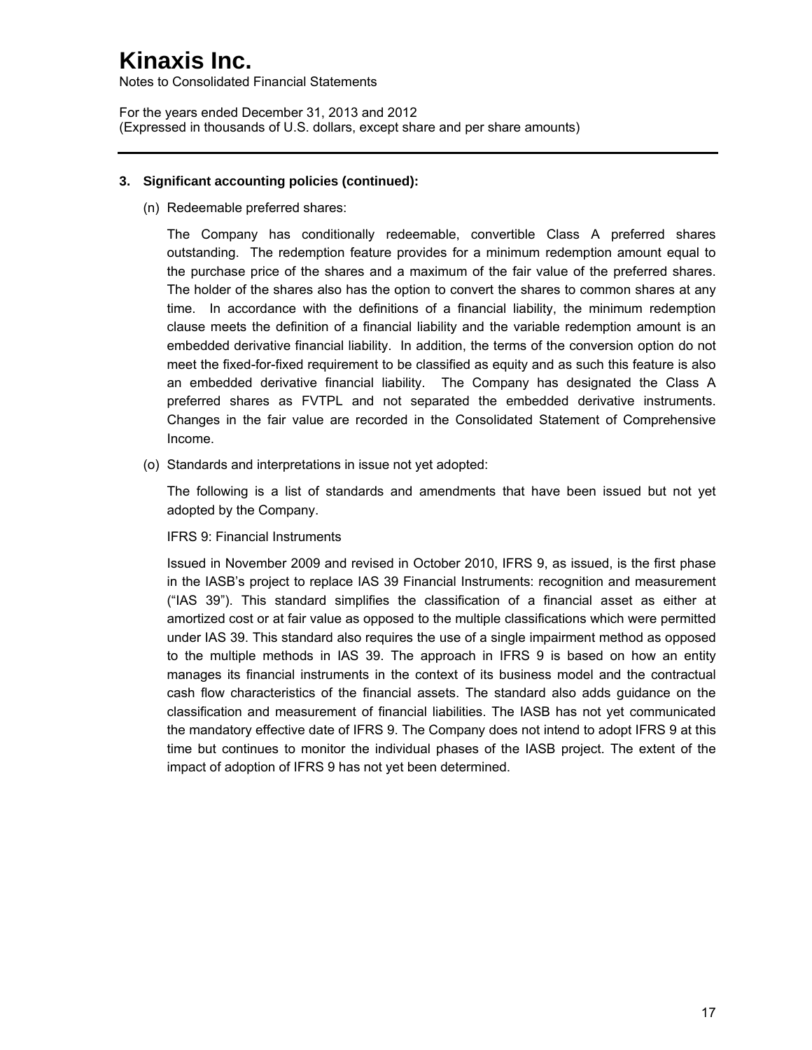# Kinaxis Inc.

Notes to Consolidated Financial Statements

For the years ended December 31, 2013 and 2012
(Expressed in thousands of U.S. dollars, except share and per share amounts)

## 3. Significant accounting policies (continued):

(n) Redeemable preferred shares:

The Company has conditionally redeemable, convertible Class A preferred shares outstanding. The redemption feature provides for a minimum redemption amount equal to the purchase price of the shares and a maximum of the fair value of the preferred shares. The holder of the shares also has the option to convert the shares to common shares at any time. In accordance with the definitions of a financial liability, the minimum redemption clause meets the definition of a financial liability and the variable redemption amount is an embedded derivative financial liability. In addition, the terms of the conversion option do not meet the fixed-for-fixed requirement to be classified as equity and as such this feature is also an embedded derivative financial liability. The Company has designated the Class A preferred shares as FVTPL and not separated the embedded derivative instruments. Changes in the fair value are recorded in the Consolidated Statement of Comprehensive Income.

(o) Standards and interpretations in issue not yet adopted:

The following is a list of standards and amendments that have been issued but not yet adopted by the Company.

IFRS 9: Financial Instruments

Issued in November 2009 and revised in October 2010, IFRS 9, as issued, is the first phase in the IASB's project to replace IAS 39 Financial Instruments: recognition and measurement ("IAS 39"). This standard simplifies the classification of a financial asset as either at amortized cost or at fair value as opposed to the multiple classifications which were permitted under IAS 39. This standard also requires the use of a single impairment method as opposed to the multiple methods in IAS 39. The approach in IFRS 9 is based on how an entity manages its financial instruments in the context of its business model and the contractual cash flow characteristics of the financial assets. The standard also adds guidance on the classification and measurement of financial liabilities. The IASB has not yet communicated the mandatory effective date of IFRS 9. The Company does not intend to adopt IFRS 9 at this time but continues to monitor the individual phases of the IASB project. The extent of the impact of adoption of IFRS 9 has not yet been determined.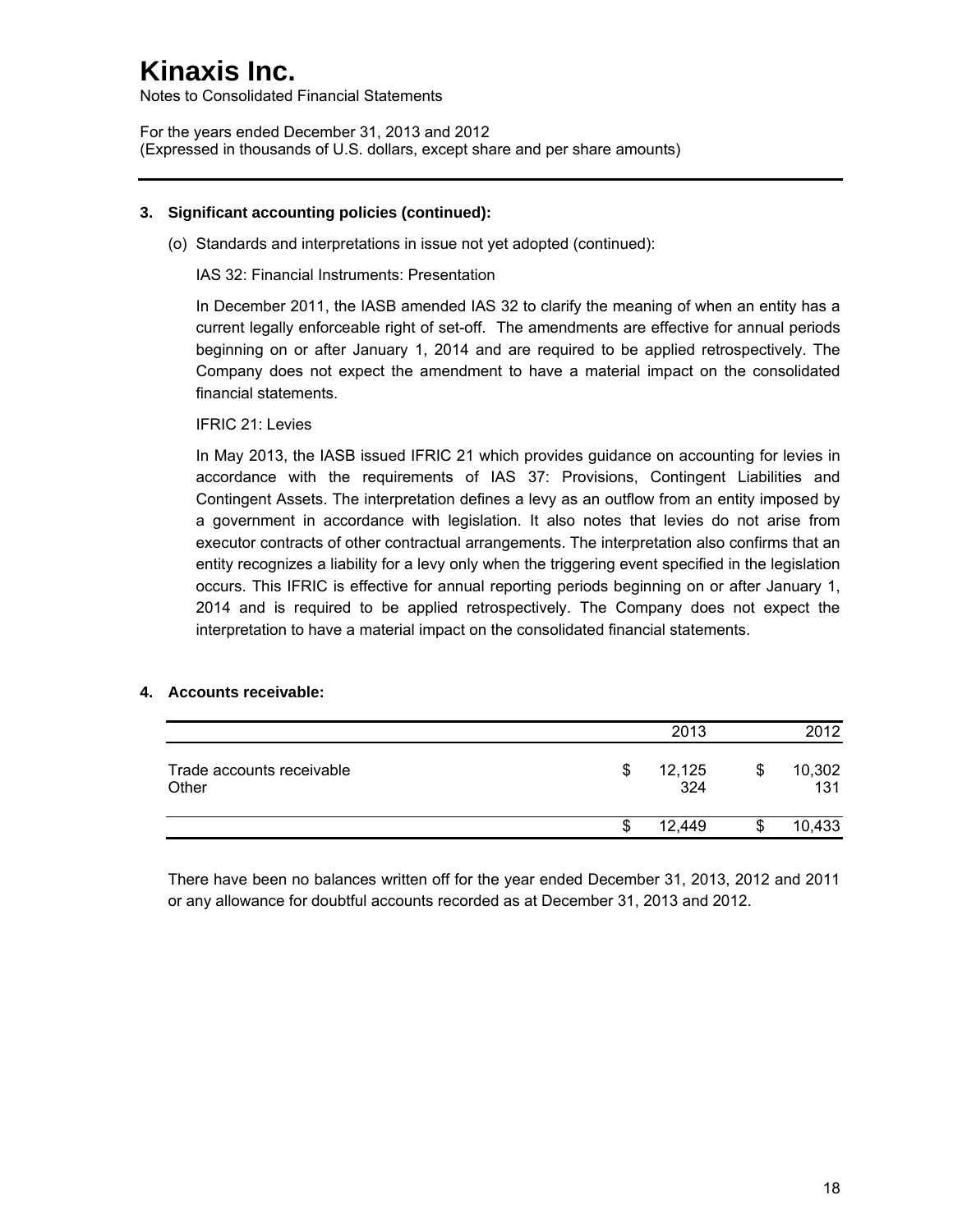# Kinaxis Inc.

Notes to Consolidated Financial Statements

For the years ended December 31, 2013 and 2012
(Expressed in thousands of U.S. dollars, except share and per share amounts)

---

## 3. Significant accounting policies (continued):

(o) Standards and interpretations in issue not yet adopted (continued):

IAS 32: Financial Instruments: Presentation

In December 2011, the IASB amended IAS 32 to clarify the meaning of when an entity has a current legally enforceable right of set-off. The amendments are effective for annual periods beginning on or after January 1, 2014 and are required to be applied retrospectively. The Company does not expect the amendment to have a material impact on the consolidated financial statements.

IFRIC 21: Levies

In May 2013, the IASB issued IFRIC 21 which provides guidance on accounting for levies in accordance with the requirements of IAS 37: Provisions, Contingent Liabilities and Contingent Assets. The interpretation defines a levy as an outflow from an entity imposed by a government in accordance with legislation. It also notes that levies do not arise from executor contracts of other contractual arrangements. The interpretation also confirms that an entity recognizes a liability for a levy only when the triggering event specified in the legislation occurs. This IFRIC is effective for annual reporting periods beginning on or after January 1, 2014 and is required to be applied retrospectively. The Company does not expect the interpretation to have a material impact on the consolidated financial statements.

## 4. Accounts receivable:

| | 2013 | 2012 |
|---|---|---|
| Trade accounts receivable | $ 12,125 | $ 10,302 |
| Other | 324 | 131 |
| | $ 12,449 | $ 10,433 |

There have been no balances written off for the year ended December 31, 2013, 2012 and 2011 or any allowance for doubtful accounts recorded as at December 31, 2013 and 2012.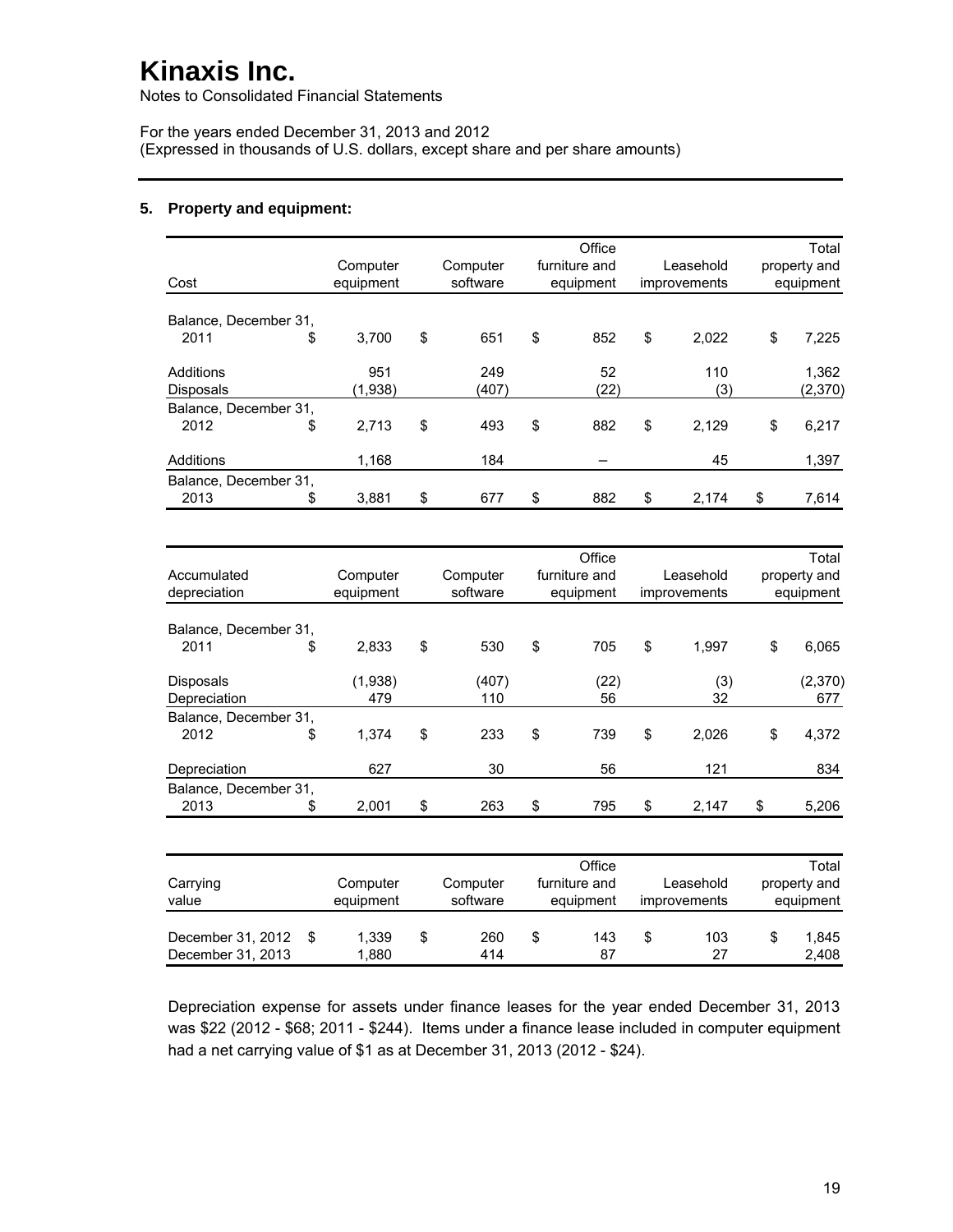# Kinaxis Inc.

Notes to Consolidated Financial Statements

For the years ended December 31, 2013 and 2012
(Expressed in thousands of U.S. dollars, except share and per share amounts)

## 5. Property and equipment:

| Cost | Computer equipment | Computer software | Office furniture and equipment | Leasehold improvements | Total property and equipment |
|---|---|---|---|---|---|
| Balance, December 31, 2011 | $ 3,700 | $ 651 | $ 852 | $ 2,022 | $ 7,225 |
| Additions | 951 | 249 | 52 | 110 | 1,362 |
| Disposals | (1,938) | (407) | (22) | (3) | (2,370) |
| Balance, December 31, 2012 | $ 2,713 | $ 493 | $ 882 | $ 2,129 | $ 6,217 |
| Additions | 1,168 | 184 | – | 45 | 1,397 |
| Balance, December 31, 2013 | $ 3,881 | $ 677 | $ 882 | $ 2,174 | $ 7,614 |

| Accumulated depreciation | Computer equipment | Computer software | Office furniture and equipment | Leasehold improvements | Total property and equipment |
|---|---|---|---|---|---|
| Balance, December 31, 2011 | $ 2,833 | $ 530 | $ 705 | $ 1,997 | $ 6,065 |
| Disposals | (1,938) | (407) | (22) | (3) | (2,370) |
| Depreciation | 479 | 110 | 56 | 32 | 677 |
| Balance, December 31, 2012 | $ 1,374 | $ 233 | $ 739 | $ 2,026 | $ 4,372 |
| Depreciation | 627 | 30 | 56 | 121 | 834 |
| Balance, December 31, 2013 | $ 2,001 | $ 263 | $ 795 | $ 2,147 | $ 5,206 |

| Carrying value | Computer equipment | Computer software | Office furniture and equipment | Leasehold improvements | Total property and equipment |
|---|---|---|---|---|---|
| December 31, 2012 | $ 1,339 | $ 260 | $ 143 | $ 103 | $ 1,845 |
| December 31, 2013 | 1,880 | 414 | 87 | 27 | 2,408 |

Depreciation expense for assets under finance leases for the year ended December 31, 2013 was $22 (2012 - $68; 2011 - $244). Items under a finance lease included in computer equipment had a net carrying value of $1 as at December 31, 2013 (2012 - $24).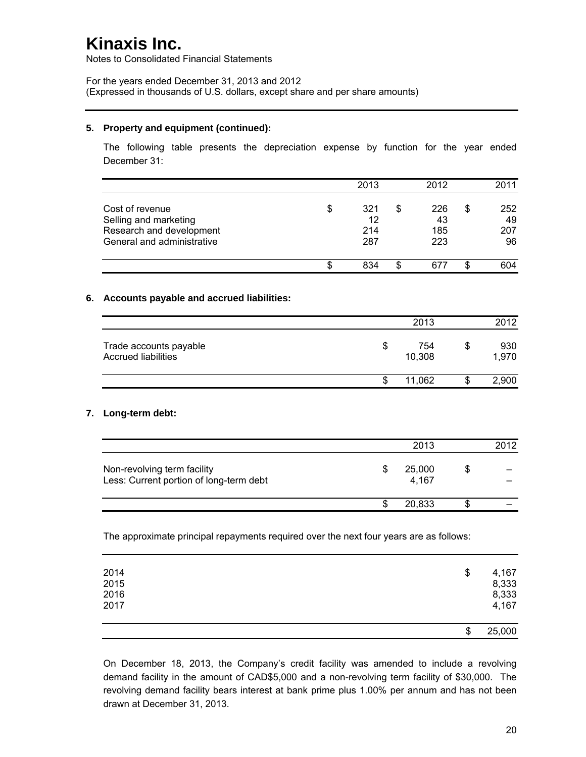# Kinaxis Inc.

Notes to Consolidated Financial Statements

For the years ended December 31, 2013 and 2012
(Expressed in thousands of U.S. dollars, except share and per share amounts)

---

## 5. Property and equipment (continued):

The following table presents the depreciation expense by function for the year ended December 31:

| | 2013 | 2012 | 2011 |
|---|---|---|---|
| Cost of revenue | $ 321 | $ 226 | $ 252 |
| Selling and marketing | 12 | 43 | 49 |
| Research and development | 214 | 185 | 207 |
| General and administrative | 287 | 223 | 96 |
| | $ 834 | $ 677 | $ 604 |

## 6. Accounts payable and accrued liabilities:

| | 2013 | 2012 |
|---|---|---|
| Trade accounts payable | $ 754 | $ 930 |
| Accrued liabilities | 10,308 | 1,970 |
| | $ 11,062 | $ 2,900 |

## 7. Long-term debt:

| | 2013 | 2012 |
|---|---|---|
| Non-revolving term facility | $ 25,000 | $ – |
| Less: Current portion of long-term debt | 4,167 | – |
| | $ 20,833 | $ – |

The approximate principal repayments required over the next four years are as follows:

| | |
|---|---|
| 2014 | $ 4,167 |
| 2015 | 8,333 |
| 2016 | 8,333 |
| 2017 | 4,167 |
| | $ 25,000 |

On December 18, 2013, the Company's credit facility was amended to include a revolving demand facility in the amount of CAD$5,000 and a non-revolving term facility of $30,000. The revolving demand facility bears interest at bank prime plus 1.00% per annum and has not been drawn at December 31, 2013.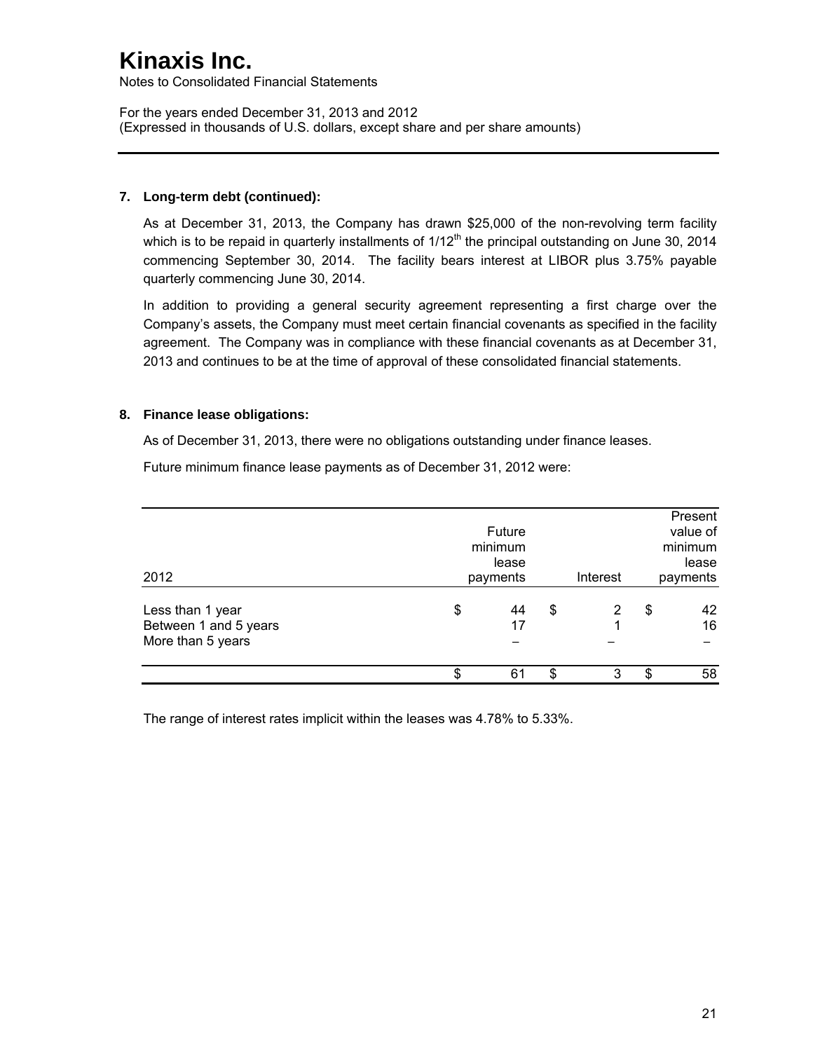# Kinaxis Inc.

Notes to Consolidated Financial Statements

For the years ended December 31, 2013 and 2012
(Expressed in thousands of U.S. dollars, except share and per share amounts)

**7. Long-term debt (continued):**

As at December 31, 2013, the Company has drawn $25,000 of the non-revolving term facility which is to be repaid in quarterly installments of 1/12th the principal outstanding on June 30, 2014 commencing September 30, 2014. The facility bears interest at LIBOR plus 3.75% payable quarterly commencing June 30, 2014.

In addition to providing a general security agreement representing a first charge over the Company's assets, the Company must meet certain financial covenants as specified in the facility agreement. The Company was in compliance with these financial covenants as at December 31, 2013 and continues to be at the time of approval of these consolidated financial statements.

**8. Finance lease obligations:**

As of December 31, 2013, there were no obligations outstanding under finance leases.

Future minimum finance lease payments as of December 31, 2012 were:

| 2012 | Future minimum lease payments | Interest | Present value of minimum lease payments |
|---|---|---|---|
| Less than 1 year | $ 44 | $ 2 | $ 42 |
| Between 1 and 5 years | 17 | 1 | 16 |
| More than 5 years | – | – | – |
| | $ 61 | $ 3 | $ 58 |

The range of interest rates implicit within the leases was 4.78% to 5.33%.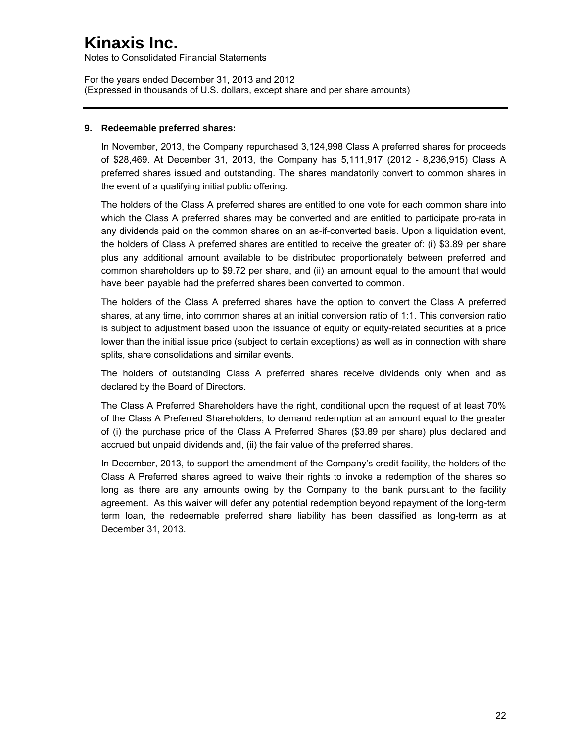## 9. Redeemable preferred shares:

In November, 2013, the Company repurchased 3,124,998 Class A preferred shares for proceeds of $28,469. At December 31, 2013, the Company has 5,111,917 (2012 - 8,236,915) Class A preferred shares issued and outstanding. The shares mandatorily convert to common shares in the event of a qualifying initial public offering.

The holders of the Class A preferred shares are entitled to one vote for each common share into which the Class A preferred shares may be converted and are entitled to participate pro-rata in any dividends paid on the common shares on an as-if-converted basis. Upon a liquidation event, the holders of Class A preferred shares are entitled to receive the greater of: (i) $3.89 per share plus any additional amount available to be distributed proportionately between preferred and common shareholders up to $9.72 per share, and (ii) an amount equal to the amount that would have been payable had the preferred shares been converted to common.

The holders of the Class A preferred shares have the option to convert the Class A preferred shares, at any time, into common shares at an initial conversion ratio of 1:1. This conversion ratio is subject to adjustment based upon the issuance of equity or equity-related securities at a price lower than the initial issue price (subject to certain exceptions) as well as in connection with share splits, share consolidations and similar events.

The holders of outstanding Class A preferred shares receive dividends only when and as declared by the Board of Directors.

The Class A Preferred Shareholders have the right, conditional upon the request of at least 70% of the Class A Preferred Shareholders, to demand redemption at an amount equal to the greater of (i) the purchase price of the Class A Preferred Shares ($3.89 per share) plus declared and accrued but unpaid dividends and, (ii) the fair value of the preferred shares.

In December, 2013, to support the amendment of the Company's credit facility, the holders of the Class A Preferred shares agreed to waive their rights to invoke a redemption of the shares so long as there are any amounts owing by the Company to the bank pursuant to the facility agreement. As this waiver will defer any potential redemption beyond repayment of the long-term term loan, the redeemable preferred share liability has been classified as long-term as at December 31, 2013.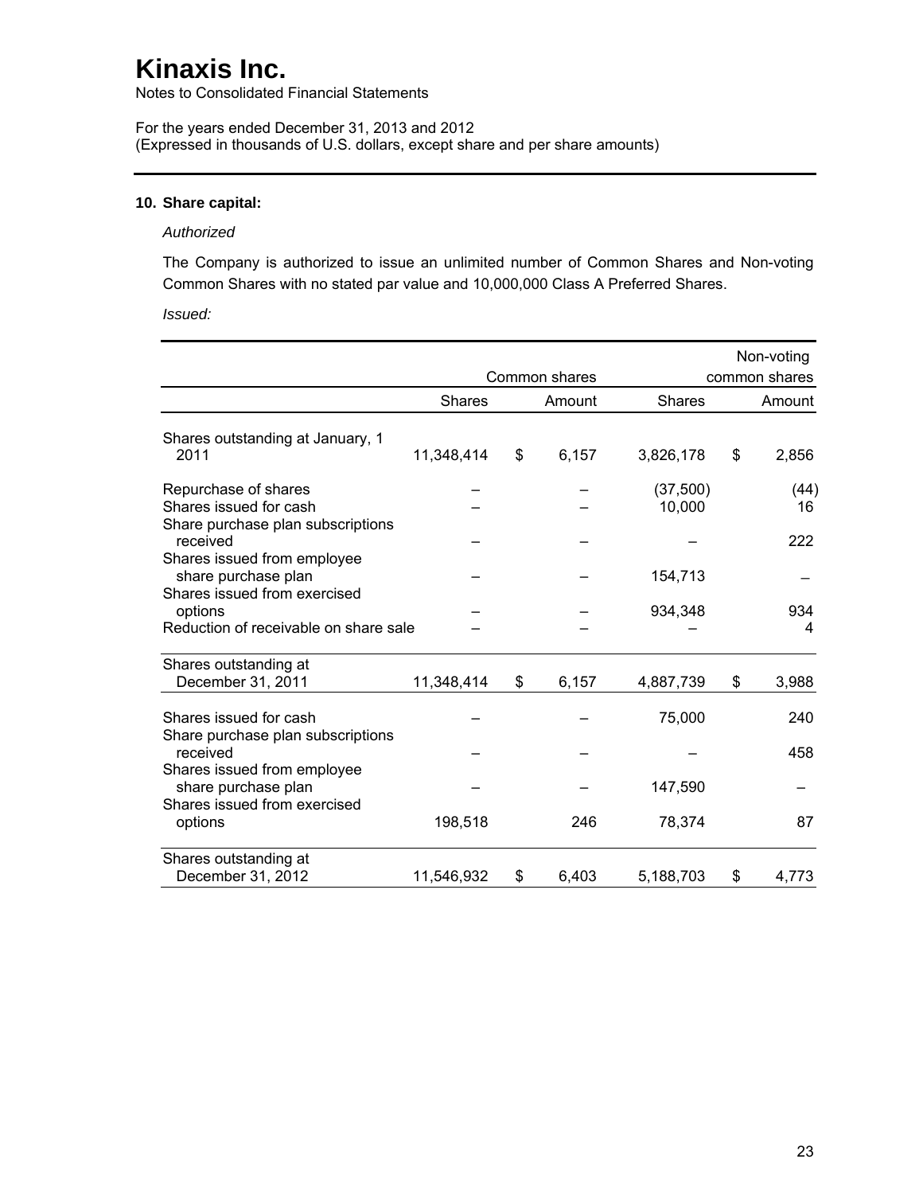# Kinaxis Inc.

Notes to Consolidated Financial Statements

For the years ended December 31, 2013 and 2012
(Expressed in thousands of U.S. dollars, except share and per share amounts)

### 10. Share capital:

*Authorized*

The Company is authorized to issue an unlimited number of Common Shares and Non-voting Common Shares with no stated par value and 10,000,000 Class A Preferred Shares.

*Issued:*

| | Common shares | | Non-voting common shares | |
|---|---|---|---|---|
| | Shares | Amount | Shares | Amount |
| Shares outstanding at January, 1 2011 | 11,348,414 | $ 6,157 | 3,826,178 | $ 2,856 |
| Repurchase of shares | – | – | (37,500) | (44) |
| Shares issued for cash | – | – | 10,000 | 16 |
| Share purchase plan subscriptions received | – | – | – | 222 |
| Shares issued from employee share purchase plan | – | – | 154,713 | – |
| Shares issued from exercised options | – | – | 934,348 | 934 |
| Reduction of receivable on share sale | – | – | – | 4 |
| Shares outstanding at December 31, 2011 | 11,348,414 | $ 6,157 | 4,887,739 | $ 3,988 |
| Shares issued for cash | – | – | 75,000 | 240 |
| Share purchase plan subscriptions received | – | – | – | 458 |
| Shares issued from employee share purchase plan | – | – | 147,590 | – |
| Shares issued from exercised options | 198,518 | 246 | 78,374 | 87 |
| Shares outstanding at December 31, 2012 | 11,546,932 | $ 6,403 | 5,188,703 | $ 4,773 |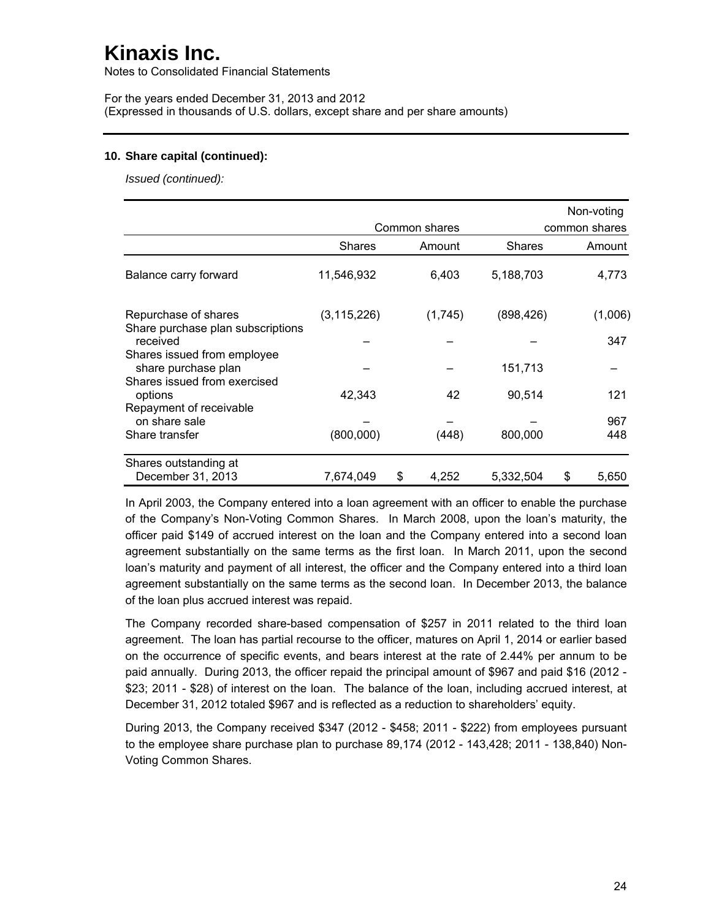## 10. Share capital (continued):

*Issued (continued):*

| | Common shares | | Non-voting common shares | |
|---|---|---|---|---|
| | Shares | Amount | Shares | Amount |
| Balance carry forward | 11,546,932 | 6,403 | 5,188,703 | 4,773 |
| Repurchase of shares | (3,115,226) | (1,745) | (898,426) | (1,006) |
| Share purchase plan subscriptions received | – | – | – | 347 |
| Shares issued from employee share purchase plan | – | – | 151,713 | – |
| Shares issued from exercised options | 42,343 | 42 | 90,514 | 121 |
| Repayment of receivable on share sale | – | – | – | 967 |
| Share transfer | (800,000) | (448) | 800,000 | 448 |
| Shares outstanding at December 31, 2013 | 7,674,049 | $ 4,252 | 5,332,504 | $ 5,650 |

In April 2003, the Company entered into a loan agreement with an officer to enable the purchase of the Company's Non-Voting Common Shares. In March 2008, upon the loan's maturity, the officer paid $149 of accrued interest on the loan and the Company entered into a second loan agreement substantially on the same terms as the first loan. In March 2011, upon the second loan's maturity and payment of all interest, the officer and the Company entered into a third loan agreement substantially on the same terms as the second loan. In December 2013, the balance of the loan plus accrued interest was repaid.

The Company recorded share-based compensation of $257 in 2011 related to the third loan agreement. The loan has partial recourse to the officer, matures on April 1, 2014 or earlier based on the occurrence of specific events, and bears interest at the rate of 2.44% per annum to be paid annually. During 2013, the officer repaid the principal amount of $967 and paid $16 (2012 - $23; 2011 - $28) of interest on the loan. The balance of the loan, including accrued interest, at December 31, 2012 totaled $967 and is reflected as a reduction to shareholders' equity.

During 2013, the Company received $347 (2012 - $458; 2011 - $222) from employees pursuant to the employee share purchase plan to purchase 89,174 (2012 - 143,428; 2011 - 138,840) Non-Voting Common Shares.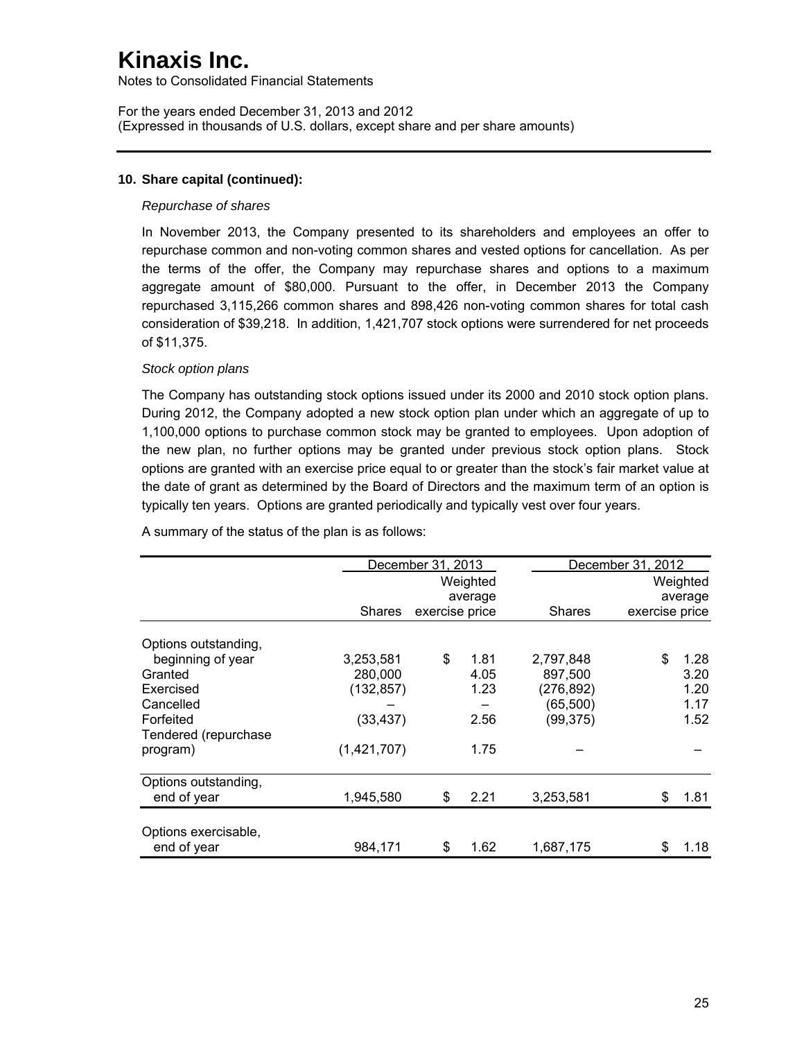# Kinaxis Inc.

Notes to Consolidated Financial Statements

For the years ended December 31, 2013 and 2012
(Expressed in thousands of U.S. dollars, except share and per share amounts)

**10. Share capital (continued):**

*Repurchase of shares*

In November 2013, the Company presented to its shareholders and employees an offer to repurchase common and non-voting common shares and vested options for cancellation. As per the terms of the offer, the Company may repurchase shares and options to a maximum aggregate amount of $80,000. Pursuant to the offer, in December 2013 the Company repurchased 3,115,266 common shares and 898,426 non-voting common shares for total cash consideration of $39,218. In addition, 1,421,707 stock options were surrendered for net proceeds of $11,375.

*Stock option plans*

The Company has outstanding stock options issued under its 2000 and 2010 stock option plans. During 2012, the Company adopted a new stock option plan under which an aggregate of up to 1,100,000 options to purchase common stock may be granted to employees. Upon adoption of the new plan, no further options may be granted under previous stock option plans. Stock options are granted with an exercise price equal to or greater than the stock's fair market value at the date of grant as determined by the Board of Directors and the maximum term of an option is typically ten years. Options are granted periodically and typically vest over four years.

A summary of the status of the plan is as follows:

| | December 31, 2013 | | December 31, 2012 | |
|---|---|---|---|---|
| | Shares | Weighted average exercise price | Shares | Weighted average exercise price |
| Options outstanding, beginning of year | 3,253,581 | $ 1.81 | 2,797,848 | $ 1.28 |
| Granted | 280,000 | 4.05 | 897,500 | 3.20 |
| Exercised | (132,857) | 1.23 | (276,892) | 1.20 |
| Cancelled | – | – | (65,500) | 1.17 |
| Forfeited | (33,437) | 2.56 | (99,375) | 1.52 |
| Tendered (repurchase program) | (1,421,707) | 1.75 | – | – |
| Options outstanding, end of year | 1,945,580 | $ 2.21 | 3,253,581 | $ 1.81 |
| Options exercisable, end of year | 984,171 | $ 1.62 | 1,687,175 | $ 1.18 |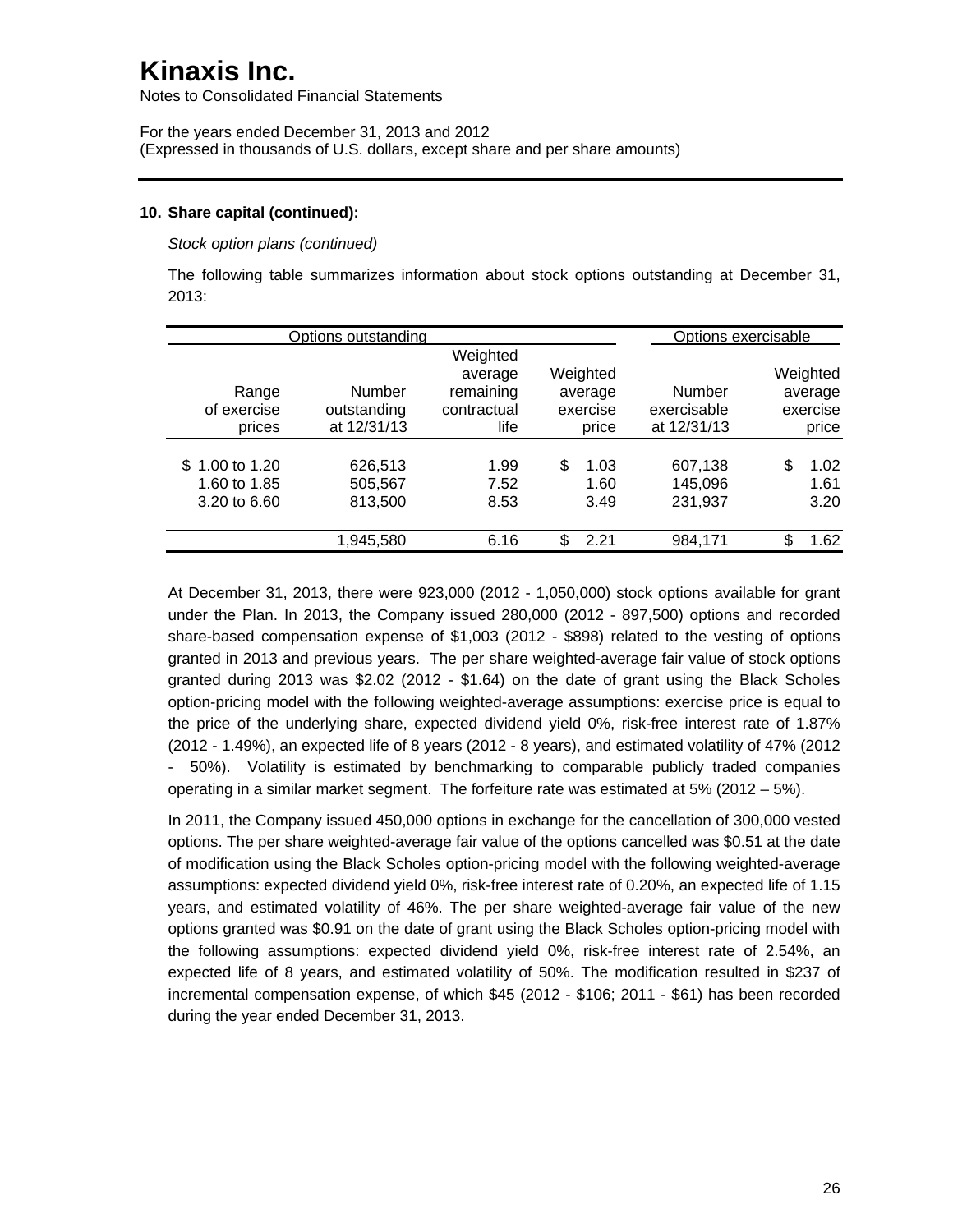# Kinaxis Inc.

Notes to Consolidated Financial Statements

For the years ended December 31, 2013 and 2012
(Expressed in thousands of U.S. dollars, except share and per share amounts)

**10. Share capital (continued):**

*Stock option plans (continued)*

The following table summarizes information about stock options outstanding at December 31, 2013:

| Options outstanding | | | | Options exercisable | |
|---|---|---|---|---|---|
| Range of exercise prices | Number outstanding at 12/31/13 | Weighted average remaining contractual life | Weighted average exercise price | Number exercisable at 12/31/13 | Weighted average exercise price |
| $ 1.00 to 1.20 | 626,513 | 1.99 | $ 1.03 | 607,138 | $ 1.02 |
| 1.60 to 1.85 | 505,567 | 7.52 | 1.60 | 145,096 | 1.61 |
| 3.20 to 6.60 | 813,500 | 8.53 | 3.49 | 231,937 | 3.20 |
| | 1,945,580 | 6.16 | $ 2.21 | 984,171 | $ 1.62 |

At December 31, 2013, there were 923,000 (2012 - 1,050,000) stock options available for grant under the Plan. In 2013, the Company issued 280,000 (2012 - 897,500) options and recorded share-based compensation expense of $1,003 (2012 - $898) related to the vesting of options granted in 2013 and previous years. The per share weighted-average fair value of stock options granted during 2013 was $2.02 (2012 - $1.64) on the date of grant using the Black Scholes option-pricing model with the following weighted-average assumptions: exercise price is equal to the price of the underlying share, expected dividend yield 0%, risk-free interest rate of 1.87% (2012 - 1.49%), an expected life of 8 years (2012 - 8 years), and estimated volatility of 47% (2012 - 50%). Volatility is estimated by benchmarking to comparable publicly traded companies operating in a similar market segment. The forfeiture rate was estimated at 5% (2012 – 5%).

In 2011, the Company issued 450,000 options in exchange for the cancellation of 300,000 vested options. The per share weighted-average fair value of the options cancelled was $0.51 at the date of modification using the Black Scholes option-pricing model with the following weighted-average assumptions: expected dividend yield 0%, risk-free interest rate of 0.20%, an expected life of 1.15 years, and estimated volatility of 46%. The per share weighted-average fair value of the new options granted was $0.91 on the date of grant using the Black Scholes option-pricing model with the following assumptions: expected dividend yield 0%, risk-free interest rate of 2.54%, an expected life of 8 years, and estimated volatility of 50%. The modification resulted in $237 of incremental compensation expense, of which $45 (2012 - $106; 2011 - $61) has been recorded during the year ended December 31, 2013.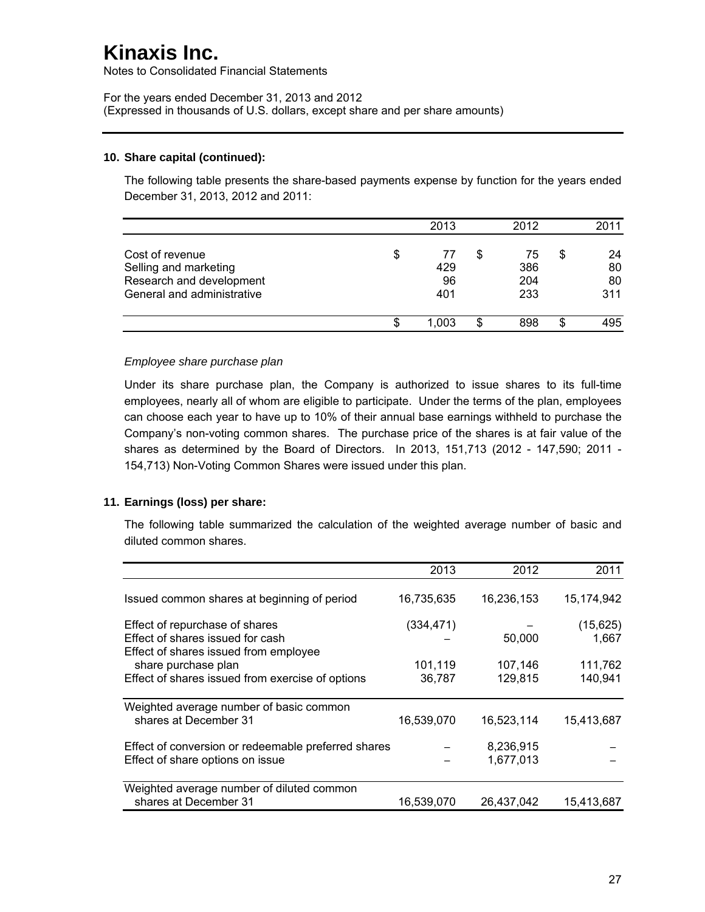# Kinaxis Inc.

Notes to Consolidated Financial Statements

For the years ended December 31, 2013 and 2012
(Expressed in thousands of U.S. dollars, except share and per share amounts)

**10. Share capital (continued):**

The following table presents the share-based payments expense by function for the years ended December 31, 2013, 2012 and 2011:

| | 2013 | 2012 | 2011 |
|---|---|---|---|
| Cost of revenue | $ 77 | $ 75 | $ 24 |
| Selling and marketing | 429 | 386 | 80 |
| Research and development | 96 | 204 | 80 |
| General and administrative | 401 | 233 | 311 |
| | $ 1,003 | $ 898 | $ 495 |

*Employee share purchase plan*

Under its share purchase plan, the Company is authorized to issue shares to its full-time employees, nearly all of whom are eligible to participate. Under the terms of the plan, employees can choose each year to have up to 10% of their annual base earnings withheld to purchase the Company's non-voting common shares. The purchase price of the shares is at fair value of the shares as determined by the Board of Directors. In 2013, 151,713 (2012 - 147,590; 2011 - 154,713) Non-Voting Common Shares were issued under this plan.

**11. Earnings (loss) per share:**

The following table summarized the calculation of the weighted average number of basic and diluted common shares.

| | 2013 | 2012 | 2011 |
|---|---|---|---|
| Issued common shares at beginning of period | 16,735,635 | 16,236,153 | 15,174,942 |
| Effect of repurchase of shares | (334,471) | – | (15,625) |
| Effect of shares issued for cash | – | 50,000 | 1,667 |
| Effect of shares issued from employee share purchase plan | 101,119 | 107,146 | 111,762 |
| Effect of shares issued from exercise of options | 36,787 | 129,815 | 140,941 |
| Weighted average number of basic common shares at December 31 | 16,539,070 | 16,523,114 | 15,413,687 |
| Effect of conversion or redeemable preferred shares | – | 8,236,915 | – |
| Effect of share options on issue | – | 1,677,013 | – |
| Weighted average number of diluted common shares at December 31 | 16,539,070 | 26,437,042 | 15,413,687 |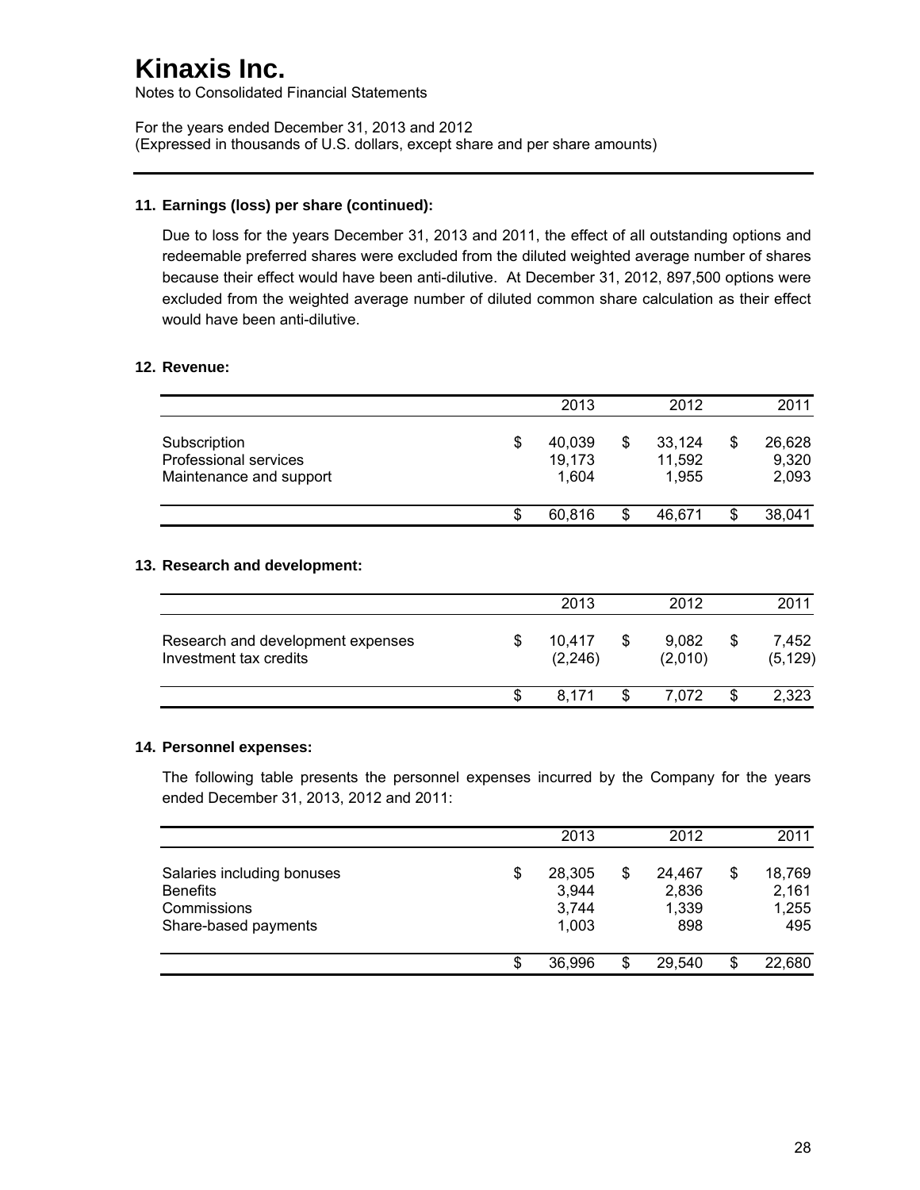# Kinaxis Inc.

Notes to Consolidated Financial Statements

For the years ended December 31, 2013 and 2012
(Expressed in thousands of U.S. dollars, except share and per share amounts)

## 11. Earnings (loss) per share (continued):

Due to loss for the years December 31, 2013 and 2011, the effect of all outstanding options and redeemable preferred shares were excluded from the diluted weighted average number of shares because their effect would have been anti-dilutive. At December 31, 2012, 897,500 options were excluded from the weighted average number of diluted common share calculation as their effect would have been anti-dilutive.

## 12. Revenue:

| | 2013 | 2012 | 2011 |
|---|---|---|---|
| Subscription | $ 40,039 | $ 33,124 | $ 26,628 |
| Professional services | 19,173 | 11,592 | 9,320 |
| Maintenance and support | 1,604 | 1,955 | 2,093 |
| | $ 60,816 | $ 46,671 | $ 38,041 |

## 13. Research and development:

| | 2013 | 2012 | 2011 |
|---|---|---|---|
| Research and development expenses | $ 10,417 | $ 9,082 | $ 7,452 |
| Investment tax credits | (2,246) | (2,010) | (5,129) |
| | $ 8,171 | $ 7,072 | $ 2,323 |

## 14. Personnel expenses:

The following table presents the personnel expenses incurred by the Company for the years ended December 31, 2013, 2012 and 2011:

| | 2013 | 2012 | 2011 |
|---|---|---|---|
| Salaries including bonuses | $ 28,305 | $ 24,467 | $ 18,769 |
| Benefits | 3,944 | 2,836 | 2,161 |
| Commissions | 3,744 | 1,339 | 1,255 |
| Share-based payments | 1,003 | 898 | 495 |
| | $ 36,996 | $ 29,540 | $ 22,680 |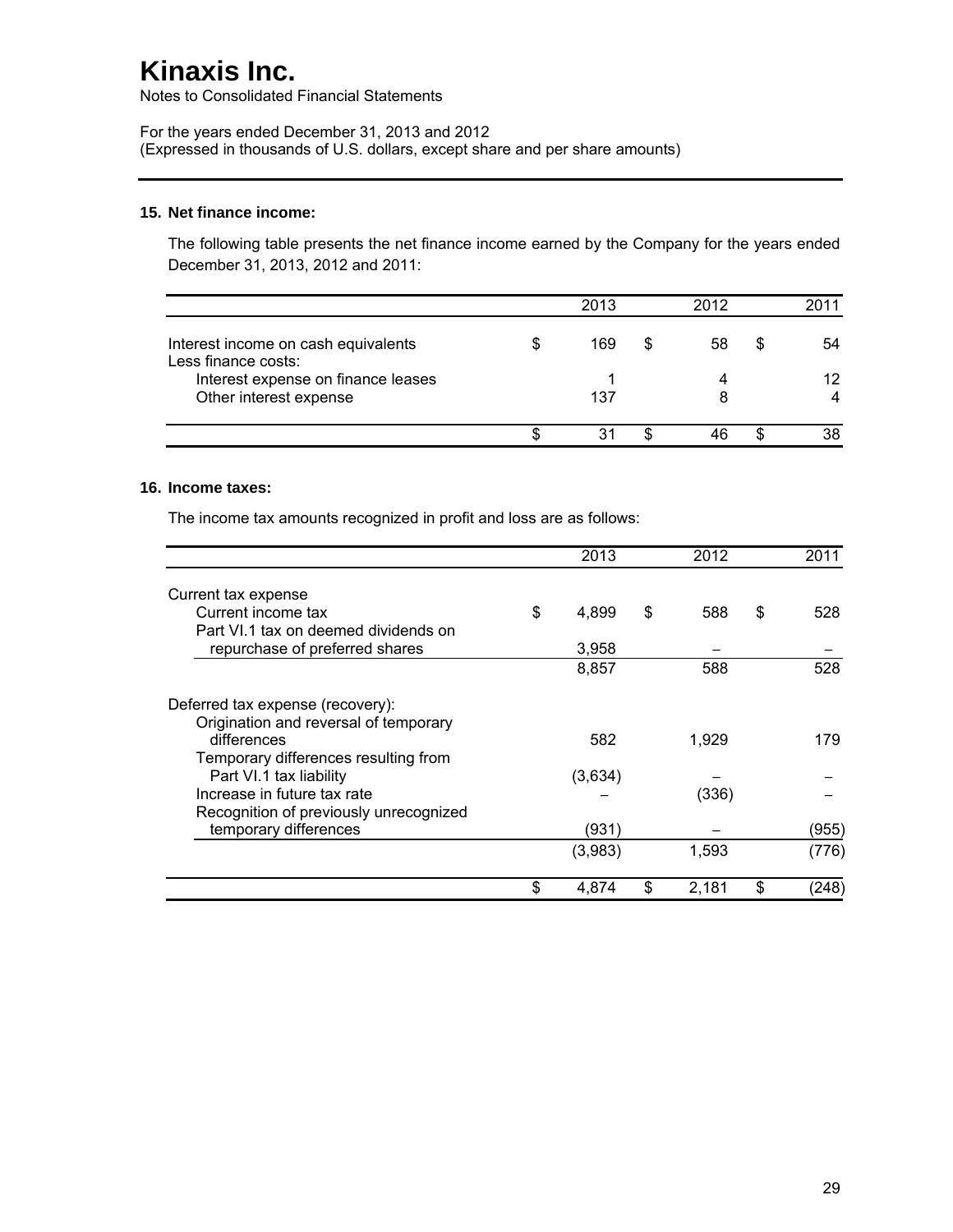# Kinaxis Inc.

Notes to Consolidated Financial Statements

For the years ended December 31, 2013 and 2012
(Expressed in thousands of U.S. dollars, except share and per share amounts)

### 15. Net finance income:

The following table presents the net finance income earned by the Company for the years ended December 31, 2013, 2012 and 2011:

| | 2013 | 2012 | 2011 |
|---|---|---|---|
| Interest income on cash equivalents | $ 169 | $ 58 | $ 54 |
| Less finance costs: | | | |
| Interest expense on finance leases | 1 | 4 | 12 |
| Other interest expense | 137 | 8 | 4 |
| | $ 31 | $ 46 | $ 38 |

### 16. Income taxes:

The income tax amounts recognized in profit and loss are as follows:

| | 2013 | 2012 | 2011 |
|---|---|---|---|
| Current tax expense | | | |
| Current income tax | $ 4,899 | $ 588 | $ 528 |
| Part VI.1 tax on deemed dividends on repurchase of preferred shares | 3,958 | – | – |
| | 8,857 | 588 | 528 |
| Deferred tax expense (recovery): | | | |
| Origination and reversal of temporary differences | 582 | 1,929 | 179 |
| Temporary differences resulting from Part VI.1 tax liability | (3,634) | – | – |
| Increase in future tax rate | – | (336) | – |
| Recognition of previously unrecognized temporary differences | (931) | – | (955) |
| | (3,983) | 1,593 | (776) |
| | $ 4,874 | $ 2,181 | $ (248) |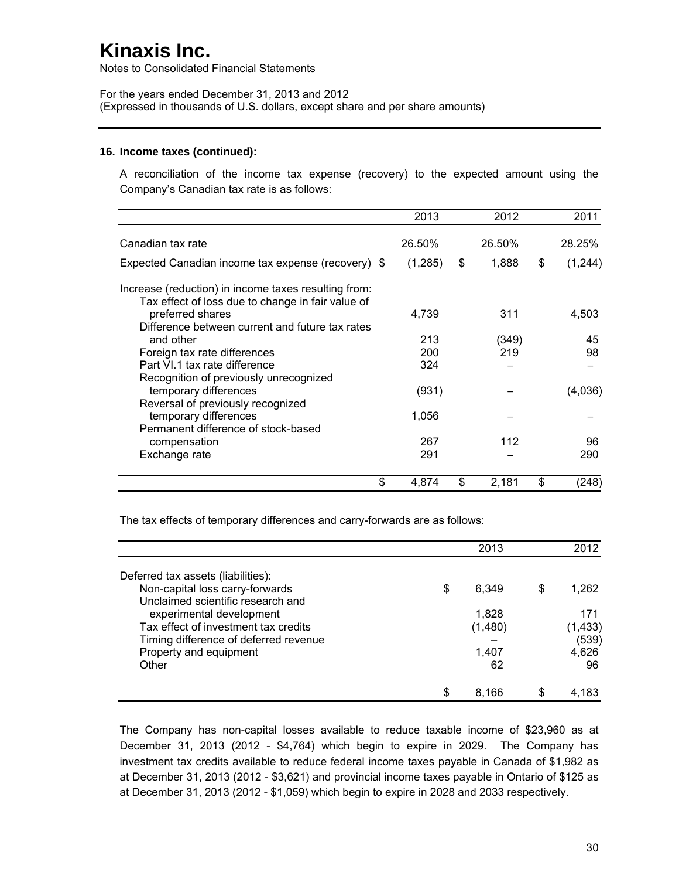# Kinaxis Inc.

Notes to Consolidated Financial Statements

For the years ended December 31, 2013 and 2012
(Expressed in thousands of U.S. dollars, except share and per share amounts)

**16. Income taxes (continued):**

A reconciliation of the income tax expense (recovery) to the expected amount using the Company's Canadian tax rate is as follows:

| | 2013 | 2012 | 2011 |
|---|---|---|---|
| Canadian tax rate | 26.50% | 26.50% | 28.25% |
| Expected Canadian income tax expense (recovery) | $ (1,285) | $ 1,888 | $ (1,244) |
| Increase (reduction) in income taxes resulting from: | | | |
| Tax effect of loss due to change in fair value of preferred shares | 4,739 | 311 | 4,503 |
| Difference between current and future tax rates and other | 213 | (349) | 45 |
| Foreign tax rate differences | 200 | 219 | 98 |
| Part VI.1 tax rate difference | 324 | – | – |
| Recognition of previously unrecognized temporary differences | (931) | – | (4,036) |
| Reversal of previously recognized temporary differences | 1,056 | – | – |
| Permanent difference of stock-based compensation | 267 | 112 | 96 |
| Exchange rate | 291 | – | 290 |
| | $ 4,874 | $ 2,181 | $ (248) |

The tax effects of temporary differences and carry-forwards are as follows:

| | 2013 | 2012 |
|---|---|---|
| Deferred tax assets (liabilities): | | |
| Non-capital loss carry-forwards | $ 6,349 | $ 1,262 |
| Unclaimed scientific research and experimental development | 1,828 | 171 |
| Tax effect of investment tax credits | (1,480) | (1,433) |
| Timing difference of deferred revenue | – | (539) |
| Property and equipment | 1,407 | 4,626 |
| Other | 62 | 96 |
| | $ 8,166 | $ 4,183 |

The Company has non-capital losses available to reduce taxable income of $23,960 as at December 31, 2013 (2012 - $4,764) which begin to expire in 2029. The Company has investment tax credits available to reduce federal income taxes payable in Canada of $1,982 as at December 31, 2013 (2012 - $3,621) and provincial income taxes payable in Ontario of $125 as at December 31, 2013 (2012 - $1,059) which begin to expire in 2028 and 2033 respectively.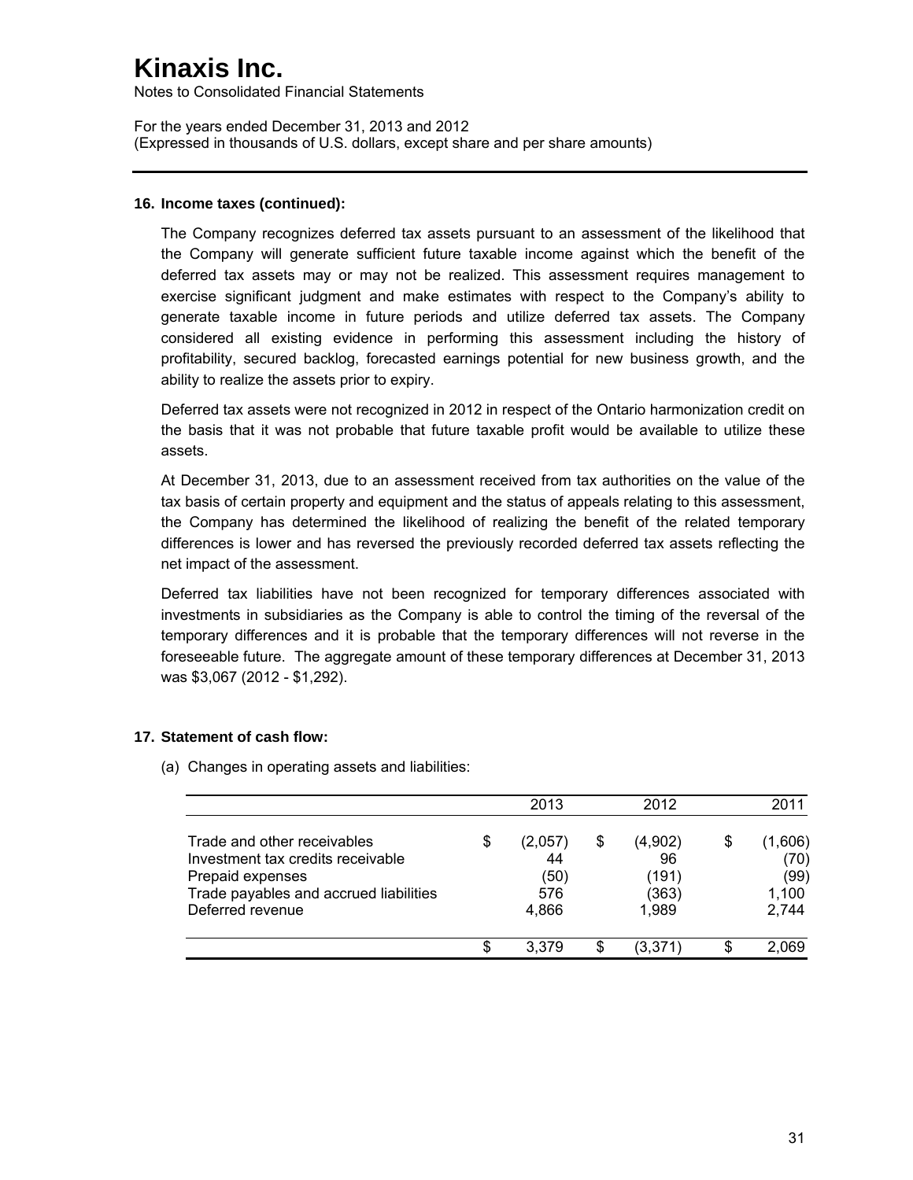# Kinaxis Inc.

Notes to Consolidated Financial Statements

For the years ended December 31, 2013 and 2012
(Expressed in thousands of U.S. dollars, except share and per share amounts)

## 16. Income taxes (continued):

The Company recognizes deferred tax assets pursuant to an assessment of the likelihood that the Company will generate sufficient future taxable income against which the benefit of the deferred tax assets may or may not be realized. This assessment requires management to exercise significant judgment and make estimates with respect to the Company's ability to generate taxable income in future periods and utilize deferred tax assets. The Company considered all existing evidence in performing this assessment including the history of profitability, secured backlog, forecasted earnings potential for new business growth, and the ability to realize the assets prior to expiry.

Deferred tax assets were not recognized in 2012 in respect of the Ontario harmonization credit on the basis that it was not probable that future taxable profit would be available to utilize these assets.

At December 31, 2013, due to an assessment received from tax authorities on the value of the tax basis of certain property and equipment and the status of appeals relating to this assessment, the Company has determined the likelihood of realizing the benefit of the related temporary differences is lower and has reversed the previously recorded deferred tax assets reflecting the net impact of the assessment.

Deferred tax liabilities have not been recognized for temporary differences associated with investments in subsidiaries as the Company is able to control the timing of the reversal of the temporary differences and it is probable that the temporary differences will not reverse in the foreseeable future. The aggregate amount of these temporary differences at December 31, 2013 was $3,067 (2012 - $1,292).

## 17. Statement of cash flow:

(a) Changes in operating assets and liabilities:

| | 2013 | 2012 | 2011 |
|---|---|---|---|
| Trade and other receivables | $ (2,057) | $ (4,902) | $ (1,606) |
| Investment tax credits receivable | 44 | 96 | (70) |
| Prepaid expenses | (50) | (191) | (99) |
| Trade payables and accrued liabilities | 576 | (363) | 1,100 |
| Deferred revenue | 4,866 | 1,989 | 2,744 |
| | $ 3,379 | $ (3,371) | $ 2,069 |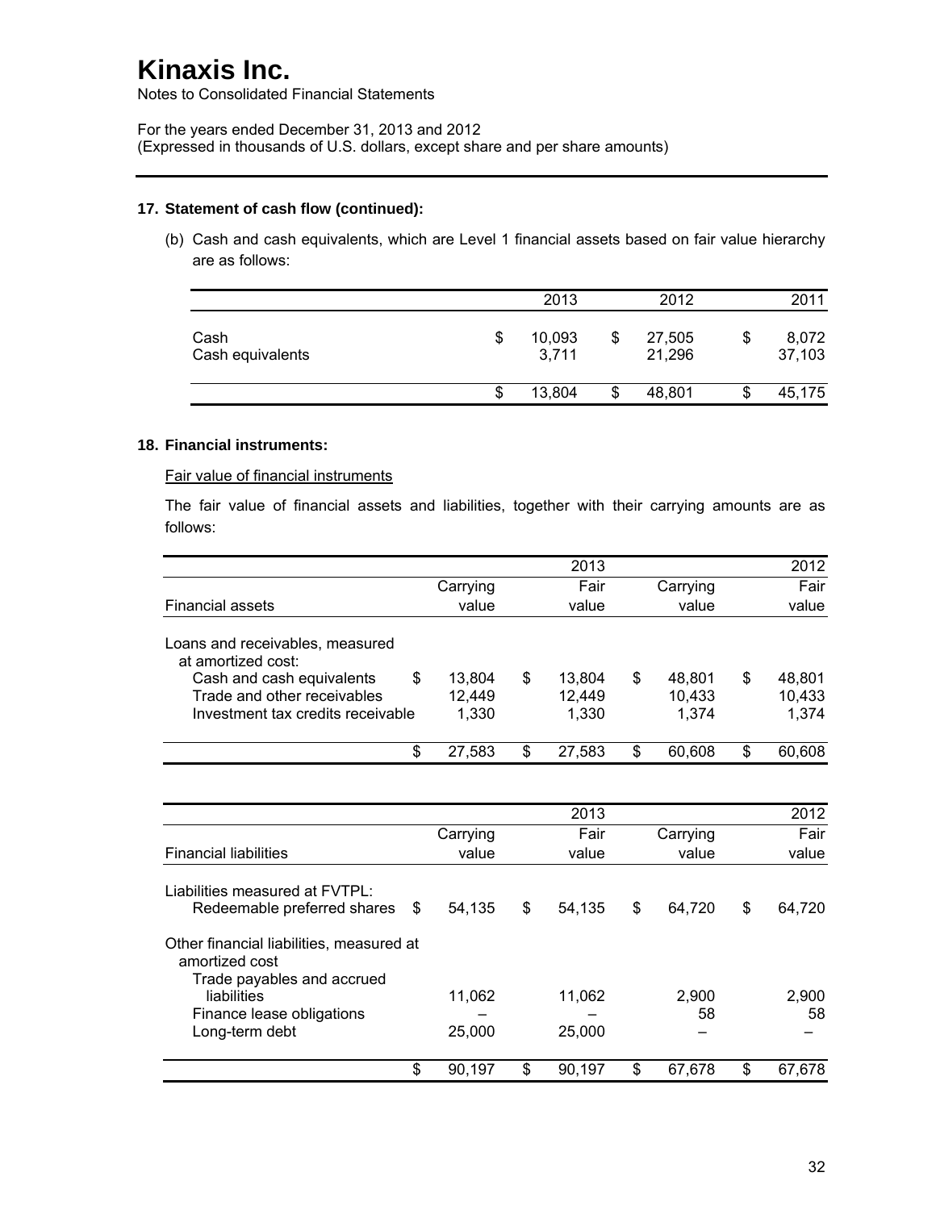# Kinaxis Inc.

Notes to Consolidated Financial Statements

For the years ended December 31, 2013 and 2012
(Expressed in thousands of U.S. dollars, except share and per share amounts)

**17. Statement of cash flow (continued):**

(b) Cash and cash equivalents, which are Level 1 financial assets based on fair value hierarchy are as follows:

| | 2013 | 2012 | 2011 |
|---|---|---|---|
| Cash | $ 10,093 | $ 27,505 | $ 8,072 |
| Cash equivalents | 3,711 | 21,296 | 37,103 |
| | $ 13,804 | $ 48,801 | $ 45,175 |

**18. Financial instruments:**

Fair value of financial instruments

The fair value of financial assets and liabilities, together with their carrying amounts are as follows:

| | 2013 | | 2012 | |
|---|---|---|---|---|
| Financial assets | Carrying value | Fair value | Carrying value | Fair value |
| Loans and receivables, measured at amortized cost: | | | | |
| Cash and cash equivalents | $ 13,804 | $ 13,804 | $ 48,801 | $ 48,801 |
| Trade and other receivables | 12,449 | 12,449 | 10,433 | 10,433 |
| Investment tax credits receivable | 1,330 | 1,330 | 1,374 | 1,374 |
| | $ 27,583 | $ 27,583 | $ 60,608 | $ 60,608 |

| | 2013 | | 2012 | |
|---|---|---|---|---|
| Financial liabilities | Carrying value | Fair value | Carrying value | Fair value |
| Liabilities measured at FVTPL: | | | | |
| Redeemable preferred shares | $ 54,135 | $ 54,135 | $ 64,720 | $ 64,720 |
| Other financial liabilities, measured at amortized cost | | | | |
| Trade payables and accrued liabilities | 11,062 | 11,062 | 2,900 | 2,900 |
| Finance lease obligations | – | – | 58 | 58 |
| Long-term debt | 25,000 | 25,000 | – | – |
| | $ 90,197 | $ 90,197 | $ 67,678 | $ 67,678 |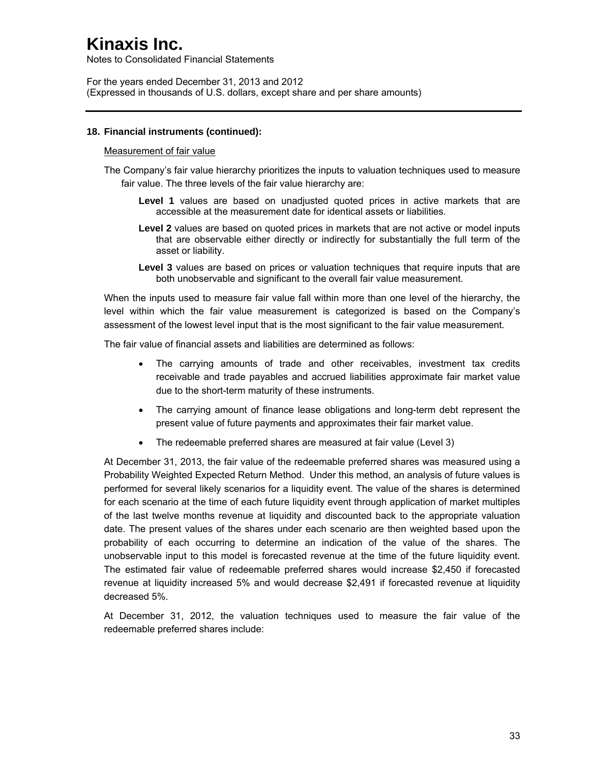**18. Financial instruments (continued):**

Measurement of fair value

The Company's fair value hierarchy prioritizes the inputs to valuation techniques used to measure fair value. The three levels of the fair value hierarchy are:

**Level 1** values are based on unadjusted quoted prices in active markets that are accessible at the measurement date for identical assets or liabilities.

**Level 2** values are based on quoted prices in markets that are not active or model inputs that are observable either directly or indirectly for substantially the full term of the asset or liability.

**Level 3** values are based on prices or valuation techniques that require inputs that are both unobservable and significant to the overall fair value measurement.

When the inputs used to measure fair value fall within more than one level of the hierarchy, the level within which the fair value measurement is categorized is based on the Company's assessment of the lowest level input that is the most significant to the fair value measurement.

The fair value of financial assets and liabilities are determined as follows:

- The carrying amounts of trade and other receivables, investment tax credits receivable and trade payables and accrued liabilities approximate fair market value due to the short-term maturity of these instruments.
- The carrying amount of finance lease obligations and long-term debt represent the present value of future payments and approximates their fair market value.
- The redeemable preferred shares are measured at fair value (Level 3)

At December 31, 2013, the fair value of the redeemable preferred shares was measured using a Probability Weighted Expected Return Method. Under this method, an analysis of future values is performed for several likely scenarios for a liquidity event. The value of the shares is determined for each scenario at the time of each future liquidity event through application of market multiples of the last twelve months revenue at liquidity and discounted back to the appropriate valuation date. The present values of the shares under each scenario are then weighted based upon the probability of each occurring to determine an indication of the value of the shares. The unobservable input to this model is forecasted revenue at the time of the future liquidity event. The estimated fair value of redeemable preferred shares would increase $2,450 if forecasted revenue at liquidity increased 5% and would decrease $2,491 if forecasted revenue at liquidity decreased 5%.

At December 31, 2012, the valuation techniques used to measure the fair value of the redeemable preferred shares include: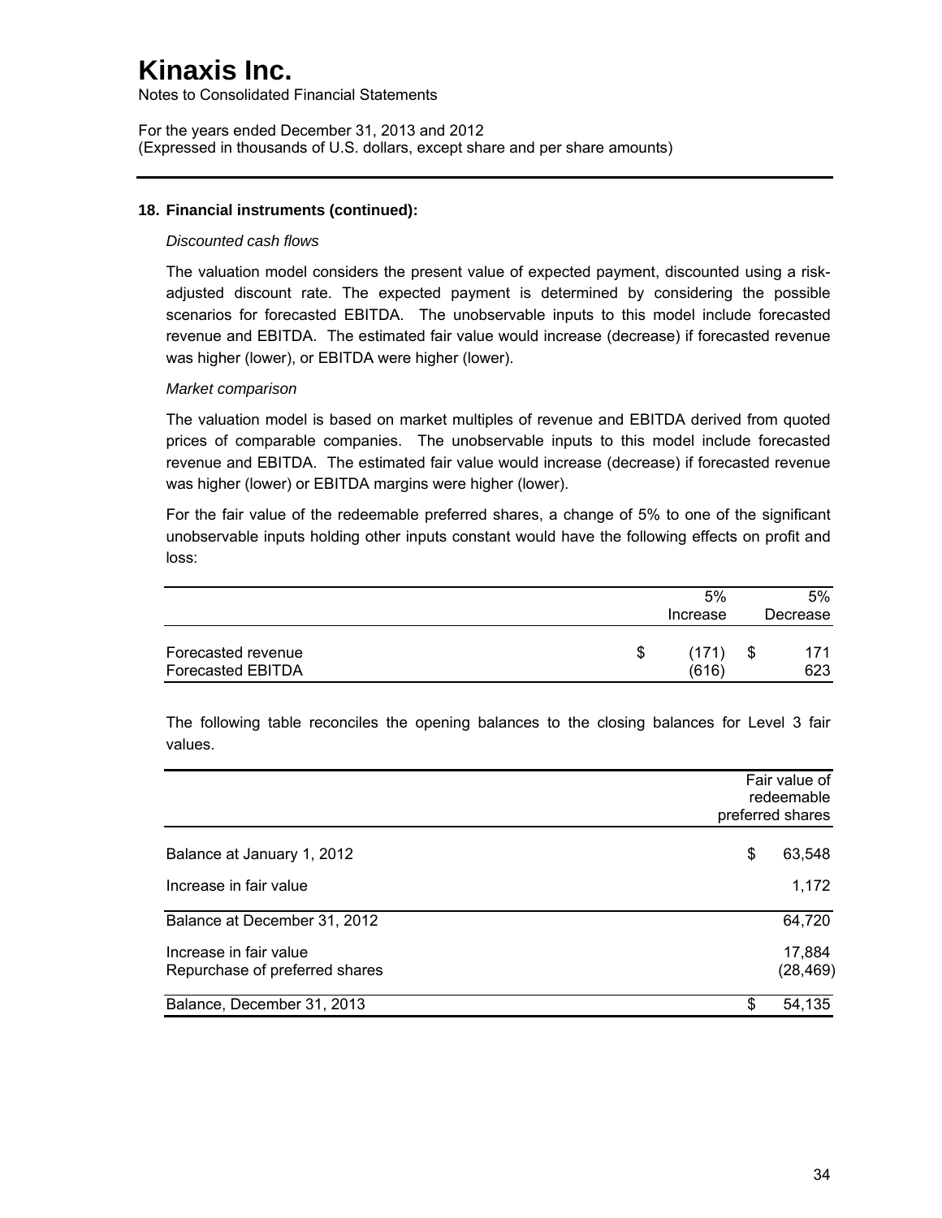# Kinaxis Inc.

Notes to Consolidated Financial Statements

For the years ended December 31, 2013 and 2012
(Expressed in thousands of U.S. dollars, except share and per share amounts)

## 18. Financial instruments (continued):

*Discounted cash flows*

The valuation model considers the present value of expected payment, discounted using a risk-adjusted discount rate. The expected payment is determined by considering the possible scenarios for forecasted EBITDA. The unobservable inputs to this model include forecasted revenue and EBITDA. The estimated fair value would increase (decrease) if forecasted revenue was higher (lower), or EBITDA were higher (lower).

*Market comparison*

The valuation model is based on market multiples of revenue and EBITDA derived from quoted prices of comparable companies. The unobservable inputs to this model include forecasted revenue and EBITDA. The estimated fair value would increase (decrease) if forecasted revenue was higher (lower) or EBITDA margins were higher (lower).

For the fair value of the redeemable preferred shares, a change of 5% to one of the significant unobservable inputs holding other inputs constant would have the following effects on profit and loss:

| | 5% Increase | 5% Decrease |
|---|---|---|
| Forecasted revenue | $ (171) | $ 171 |
| Forecasted EBITDA | (616) | 623 |

The following table reconciles the opening balances to the closing balances for Level 3 fair values.

| | Fair value of redeemable preferred shares |
|---|---|
| Balance at January 1, 2012 | $ 63,548 |
| Increase in fair value | 1,172 |
| Balance at December 31, 2012 | 64,720 |
| Increase in fair value | 17,884 |
| Repurchase of preferred shares | (28,469) |
| Balance, December 31, 2013 | $ 54,135 |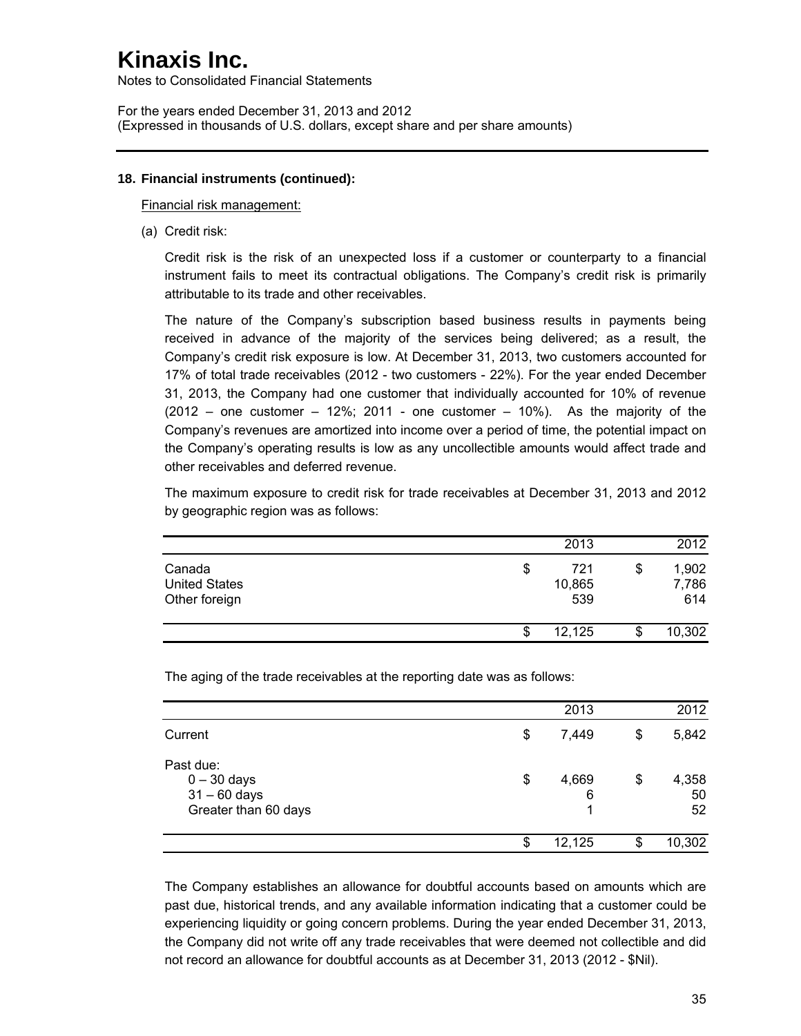# Kinaxis Inc.

Notes to Consolidated Financial Statements

For the years ended December 31, 2013 and 2012
(Expressed in thousands of U.S. dollars, except share and per share amounts)

**18. Financial instruments (continued):**

Financial risk management:

(a) Credit risk:

Credit risk is the risk of an unexpected loss if a customer or counterparty to a financial instrument fails to meet its contractual obligations. The Company's credit risk is primarily attributable to its trade and other receivables.

The nature of the Company's subscription based business results in payments being received in advance of the majority of the services being delivered; as a result, the Company's credit risk exposure is low. At December 31, 2013, two customers accounted for 17% of total trade receivables (2012 - two customers - 22%). For the year ended December 31, 2013, the Company had one customer that individually accounted for 10% of revenue (2012 – one customer – 12%; 2011 - one customer – 10%). As the majority of the Company's revenues are amortized into income over a period of time, the potential impact on the Company's operating results is low as any uncollectible amounts would affect trade and other receivables and deferred revenue.

The maximum exposure to credit risk for trade receivables at December 31, 2013 and 2012 by geographic region was as follows:

| | 2013 | 2012 |
|---|---|---|
| Canada | $ 721 | $ 1,902 |
| United States | 10,865 | 7,786 |
| Other foreign | 539 | 614 |
| | $ 12,125 | $ 10,302 |

The aging of the trade receivables at the reporting date was as follows:

| | 2013 | 2012 |
|---|---|---|
| Current | $ 7,449 | $ 5,842 |
| Past due: | | |
| 0 – 30 days | $ 4,669 | $ 4,358 |
| 31 – 60 days | 6 | 50 |
| Greater than 60 days | 1 | 52 |
| | $ 12,125 | $ 10,302 |

The Company establishes an allowance for doubtful accounts based on amounts which are past due, historical trends, and any available information indicating that a customer could be experiencing liquidity or going concern problems. During the year ended December 31, 2013, the Company did not write off any trade receivables that were deemed not collectible and did not record an allowance for doubtful accounts as at December 31, 2013 (2012 - $Nil).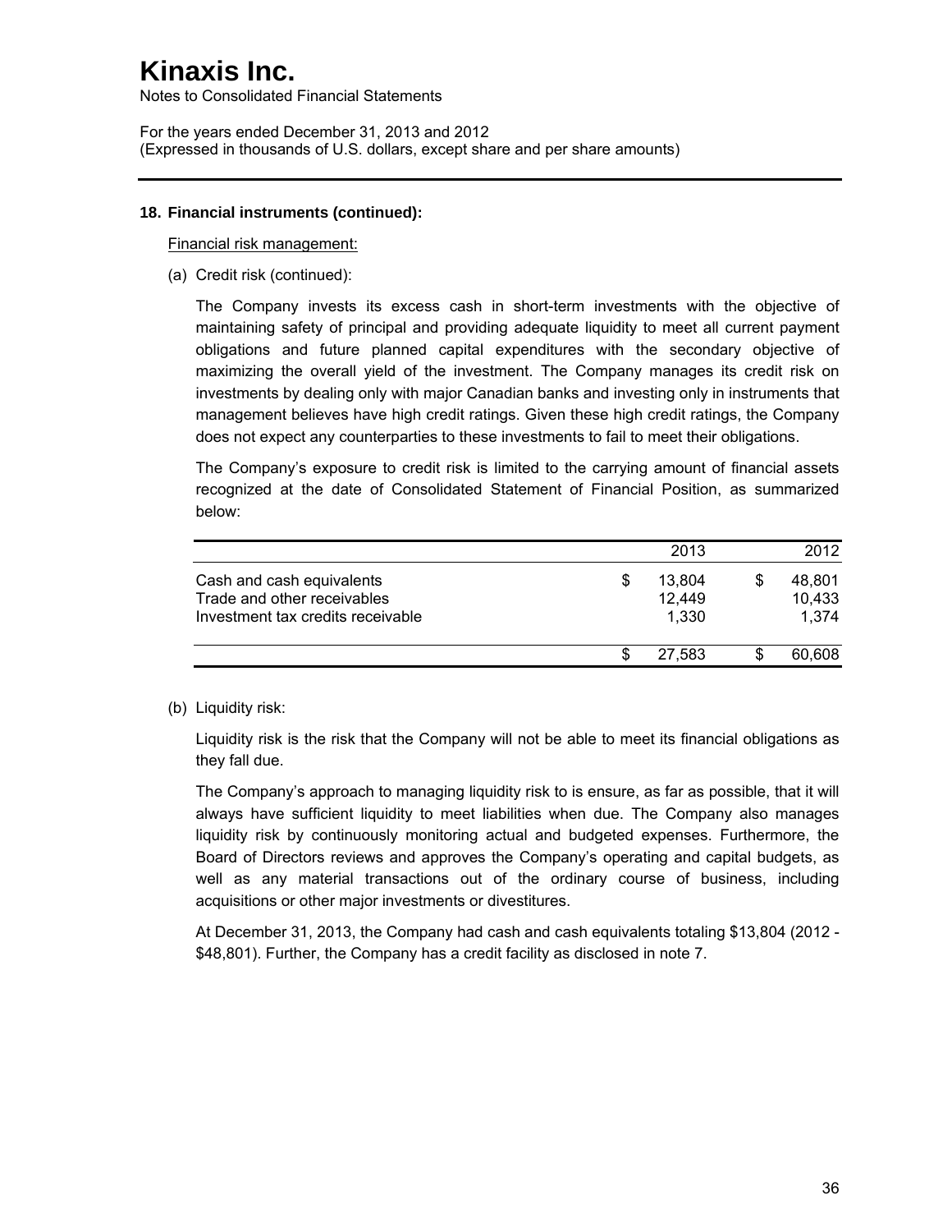# Kinaxis Inc.

Notes to Consolidated Financial Statements

For the years ended December 31, 2013 and 2012
(Expressed in thousands of U.S. dollars, except share and per share amounts)

## 18. Financial instruments (continued):

Financial risk management:

(a) Credit risk (continued):

The Company invests its excess cash in short-term investments with the objective of maintaining safety of principal and providing adequate liquidity to meet all current payment obligations and future planned capital expenditures with the secondary objective of maximizing the overall yield of the investment. The Company manages its credit risk on investments by dealing only with major Canadian banks and investing only in instruments that management believes have high credit ratings. Given these high credit ratings, the Company does not expect any counterparties to these investments to fail to meet their obligations.

The Company's exposure to credit risk is limited to the carrying amount of financial assets recognized at the date of Consolidated Statement of Financial Position, as summarized below:

| | 2013 | 2012 |
|---|---|---|
| Cash and cash equivalents | $ 13,804 | $ 48,801 |
| Trade and other receivables | 12,449 | 10,433 |
| Investment tax credits receivable | 1,330 | 1,374 |
| | $ 27,583 | $ 60,608 |

(b) Liquidity risk:

Liquidity risk is the risk that the Company will not be able to meet its financial obligations as they fall due.

The Company's approach to managing liquidity risk to is ensure, as far as possible, that it will always have sufficient liquidity to meet liabilities when due. The Company also manages liquidity risk by continuously monitoring actual and budgeted expenses. Furthermore, the Board of Directors reviews and approves the Company's operating and capital budgets, as well as any material transactions out of the ordinary course of business, including acquisitions or other major investments or divestitures.

At December 31, 2013, the Company had cash and cash equivalents totaling $13,804 (2012 - $48,801). Further, the Company has a credit facility as disclosed in note 7.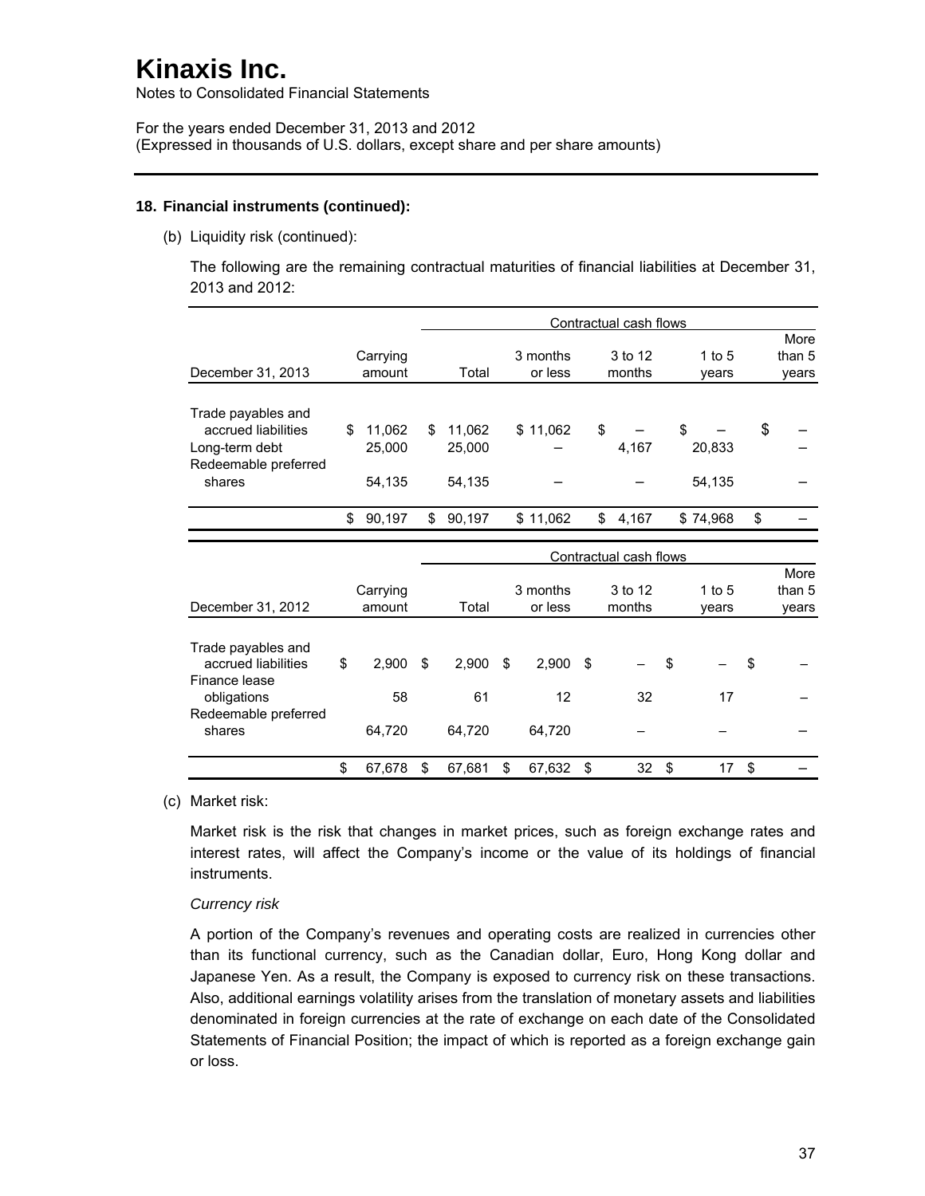# Kinaxis Inc.

Notes to Consolidated Financial Statements

For the years ended December 31, 2013 and 2012
(Expressed in thousands of U.S. dollars, except share and per share amounts)

### 18. Financial instruments (continued):

(b) Liquidity risk (continued):

The following are the remaining contractual maturities of financial liabilities at December 31, 2013 and 2012:

| | | Contractual cash flows | | | | |
|---|---|---|---|---|---|---|
| December 31, 2013 | Carrying amount | Total | 3 months or less | 3 to 12 months | 1 to 5 years | More than 5 years |
| Trade payables and accrued liabilities | $ 11,062 | $ 11,062 | $ 11,062 | $ – | $ – | $ – |
| Long-term debt | 25,000 | 25,000 | – | 4,167 | 20,833 | – |
| Redeemable preferred shares | 54,135 | 54,135 | – | – | 54,135 | – |
| | $ 90,197 | $ 90,197 | $ 11,062 | $ 4,167 | $ 74,968 | $ – |

| | | Contractual cash flows | | | | |
|---|---|---|---|---|---|---|
| December 31, 2012 | Carrying amount | Total | 3 months or less | 3 to 12 months | 1 to 5 years | More than 5 years |
| Trade payables and accrued liabilities | $ 2,900 | $ 2,900 | $ 2,900 | $ – | $ – | $ – |
| Finance lease obligations | 58 | 61 | 12 | 32 | 17 | – |
| Redeemable preferred shares | 64,720 | 64,720 | 64,720 | – | – | – |
| | $ 67,678 | $ 67,681 | $ 67,632 | $ 32 | $ 17 | $ – |

(c) Market risk:

Market risk is the risk that changes in market prices, such as foreign exchange rates and interest rates, will affect the Company's income or the value of its holdings of financial instruments.

*Currency risk*

A portion of the Company's revenues and operating costs are realized in currencies other than its functional currency, such as the Canadian dollar, Euro, Hong Kong dollar and Japanese Yen. As a result, the Company is exposed to currency risk on these transactions. Also, additional earnings volatility arises from the translation of monetary assets and liabilities denominated in foreign currencies at the rate of exchange on each date of the Consolidated Statements of Financial Position; the impact of which is reported as a foreign exchange gain or loss.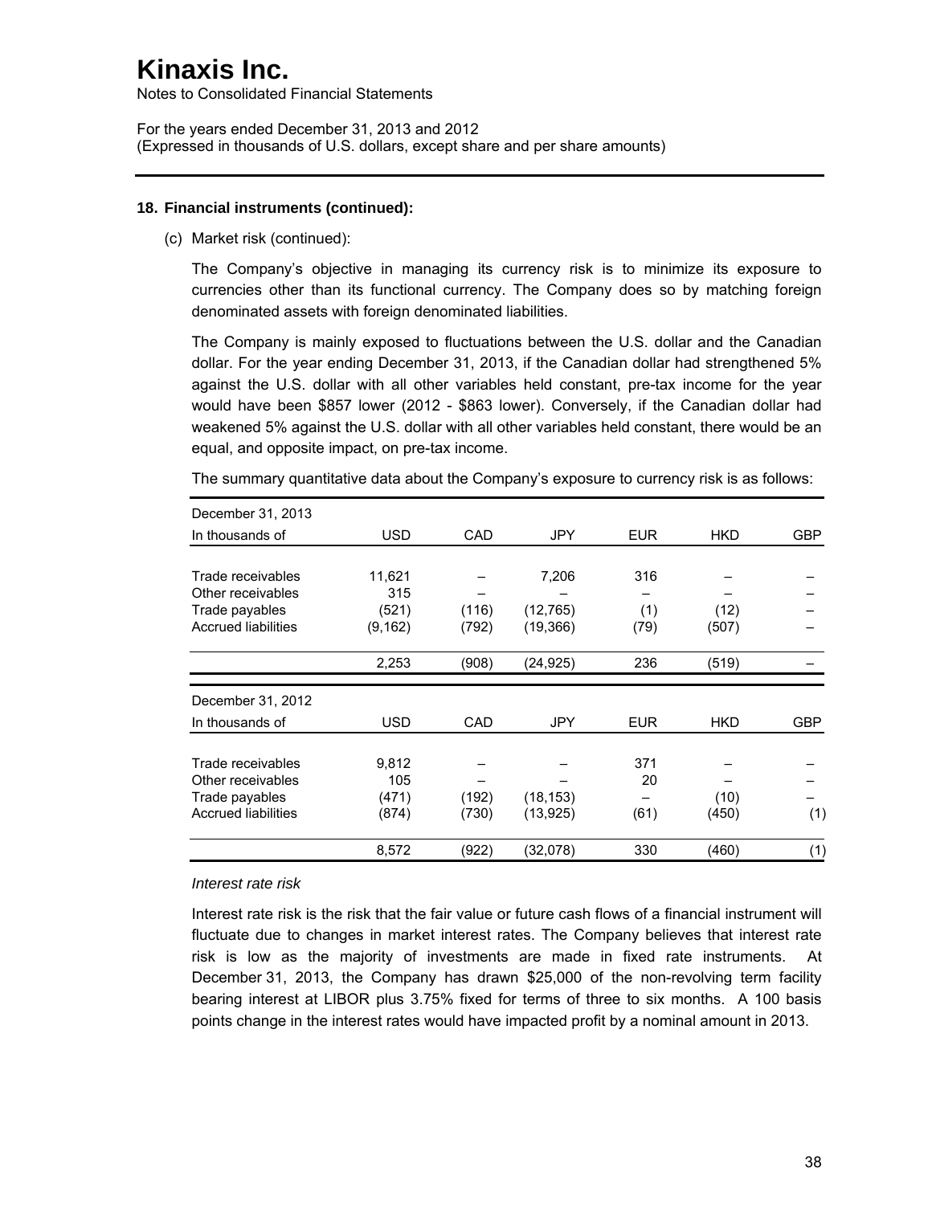# Kinaxis Inc.

Notes to Consolidated Financial Statements

For the years ended December 31, 2013 and 2012
(Expressed in thousands of U.S. dollars, except share and per share amounts)

**18. Financial instruments (continued):**

(c) Market risk (continued):

The Company's objective in managing its currency risk is to minimize its exposure to currencies other than its functional currency. The Company does so by matching foreign denominated assets with foreign denominated liabilities.

The Company is mainly exposed to fluctuations between the U.S. dollar and the Canadian dollar. For the year ending December 31, 2013, if the Canadian dollar had strengthened 5% against the U.S. dollar with all other variables held constant, pre-tax income for the year would have been $857 lower (2012 - $863 lower). Conversely, if the Canadian dollar had weakened 5% against the U.S. dollar with all other variables held constant, there would be an equal, and opposite impact, on pre-tax income.

The summary quantitative data about the Company's exposure to currency risk is as follows:

| December 31, 2013 | | | | | | |
|---|---|---|---|---|---|---|
| In thousands of | USD | CAD | JPY | EUR | HKD | GBP |
| Trade receivables | 11,621 | – | 7,206 | 316 | – | – |
| Other receivables | 315 | – | – | – | – | – |
| Trade payables | (521) | (116) | (12,765) | (1) | (12) | – |
| Accrued liabilities | (9,162) | (792) | (19,366) | (79) | (507) | – |
| | 2,253 | (908) | (24,925) | 236 | (519) | – |

| December 31, 2012 | | | | | | |
|---|---|---|---|---|---|---|
| In thousands of | USD | CAD | JPY | EUR | HKD | GBP |
| Trade receivables | 9,812 | – | – | 371 | – | – |
| Other receivables | 105 | – | – | 20 | – | – |
| Trade payables | (471) | (192) | (18,153) | – | (10) | – |
| Accrued liabilities | (874) | (730) | (13,925) | (61) | (450) | (1) |
| | 8,572 | (922) | (32,078) | 330 | (460) | (1) |

*Interest rate risk*

Interest rate risk is the risk that the fair value or future cash flows of a financial instrument will fluctuate due to changes in market interest rates. The Company believes that interest rate risk is low as the majority of investments are made in fixed rate instruments. At December 31, 2013, the Company has drawn $25,000 of the non-revolving term facility bearing interest at LIBOR plus 3.75% fixed for terms of three to six months. A 100 basis points change in the interest rates would have impacted profit by a nominal amount in 2013.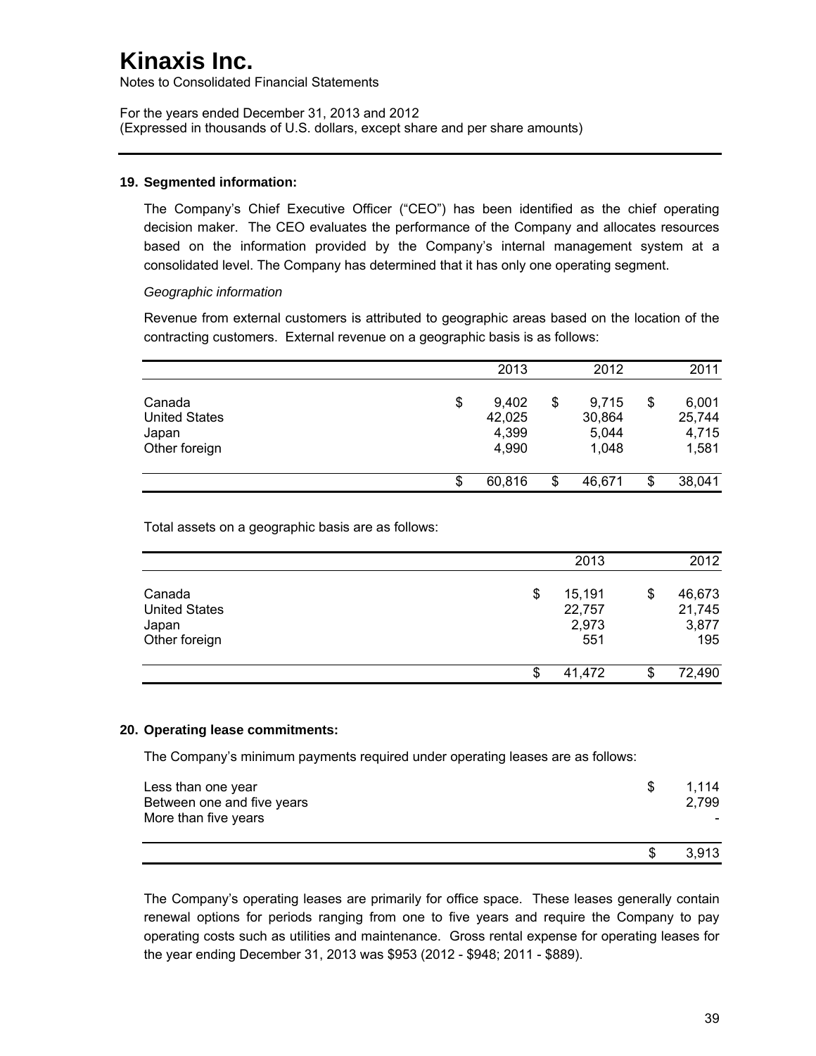# Kinaxis Inc.

Notes to Consolidated Financial Statements

For the years ended December 31, 2013 and 2012
(Expressed in thousands of U.S. dollars, except share and per share amounts)

## 19. Segmented information:

The Company's Chief Executive Officer ("CEO") has been identified as the chief operating decision maker. The CEO evaluates the performance of the Company and allocates resources based on the information provided by the Company's internal management system at a consolidated level. The Company has determined that it has only one operating segment.

*Geographic information*

Revenue from external customers is attributed to geographic areas based on the location of the contracting customers. External revenue on a geographic basis is as follows:

| | 2013 | 2012 | 2011 |
|---|---|---|---|
| Canada | $ 9,402 | $ 9,715 | $ 6,001 |
| United States | 42,025 | 30,864 | 25,744 |
| Japan | 4,399 | 5,044 | 4,715 |
| Other foreign | 4,990 | 1,048 | 1,581 |
| | $ 60,816 | $ 46,671 | $ 38,041 |

Total assets on a geographic basis are as follows:

| | 2013 | 2012 |
|---|---|---|
| Canada | $ 15,191 | $ 46,673 |
| United States | 22,757 | 21,745 |
| Japan | 2,973 | 3,877 |
| Other foreign | 551 | 195 |
| | $ 41,472 | $ 72,490 |

## 20. Operating lease commitments:

The Company's minimum payments required under operating leases are as follows:

| | |
|---|---|
| Less than one year | $ 1,114 |
| Between one and five years | 2,799 |
| More than five years | - |
| | $ 3,913 |

The Company's operating leases are primarily for office space. These leases generally contain renewal options for periods ranging from one to five years and require the Company to pay operating costs such as utilities and maintenance. Gross rental expense for operating leases for the year ending December 31, 2013 was $953 (2012 - $948; 2011 - $889).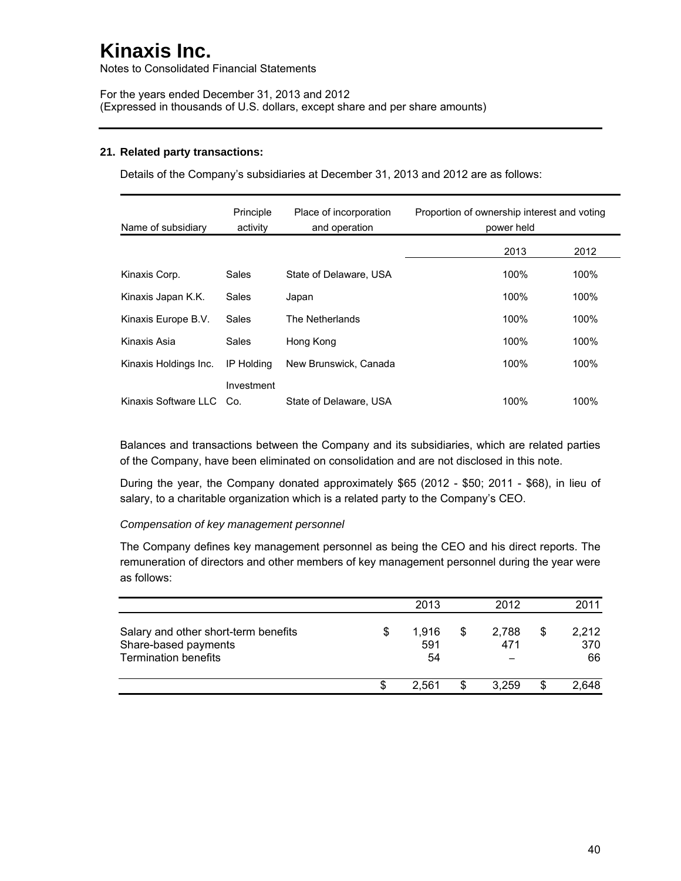# Kinaxis Inc.

Notes to Consolidated Financial Statements

For the years ended December 31, 2013 and 2012
(Expressed in thousands of U.S. dollars, except share and per share amounts)

**21. Related party transactions:**

Details of the Company's subsidiaries at December 31, 2013 and 2012 are as follows:

| Name of subsidiary | Principle activity | Place of incorporation and operation | Proportion of ownership interest and voting power held | |
|---|---|---|---|---|
| | | | 2013 | 2012 |
| Kinaxis Corp. | Sales | State of Delaware, USA | 100% | 100% |
| Kinaxis Japan K.K. | Sales | Japan | 100% | 100% |
| Kinaxis Europe B.V. | Sales | The Netherlands | 100% | 100% |
| Kinaxis Asia | Sales | Hong Kong | 100% | 100% |
| Kinaxis Holdings Inc. | IP Holding | New Brunswick, Canada | 100% | 100% |
| Kinaxis Software LLC | Investment Co. | State of Delaware, USA | 100% | 100% |

Balances and transactions between the Company and its subsidiaries, which are related parties of the Company, have been eliminated on consolidation and are not disclosed in this note.

During the year, the Company donated approximately $65 (2012 - $50; 2011 - $68), in lieu of salary, to a charitable organization which is a related party to the Company's CEO.

*Compensation of key management personnel*

The Company defines key management personnel as being the CEO and his direct reports. The remuneration of directors and other members of key management personnel during the year were as follows:

| | 2013 | 2012 | 2011 |
|---|---|---|---|
| Salary and other short-term benefits | $ 1,916 | $ 2,788 | $ 2,212 |
| Share-based payments | 591 | 471 | 370 |
| Termination benefits | 54 | – | 66 |
| | $ 2,561 | $ 3,259 | $ 2,648 |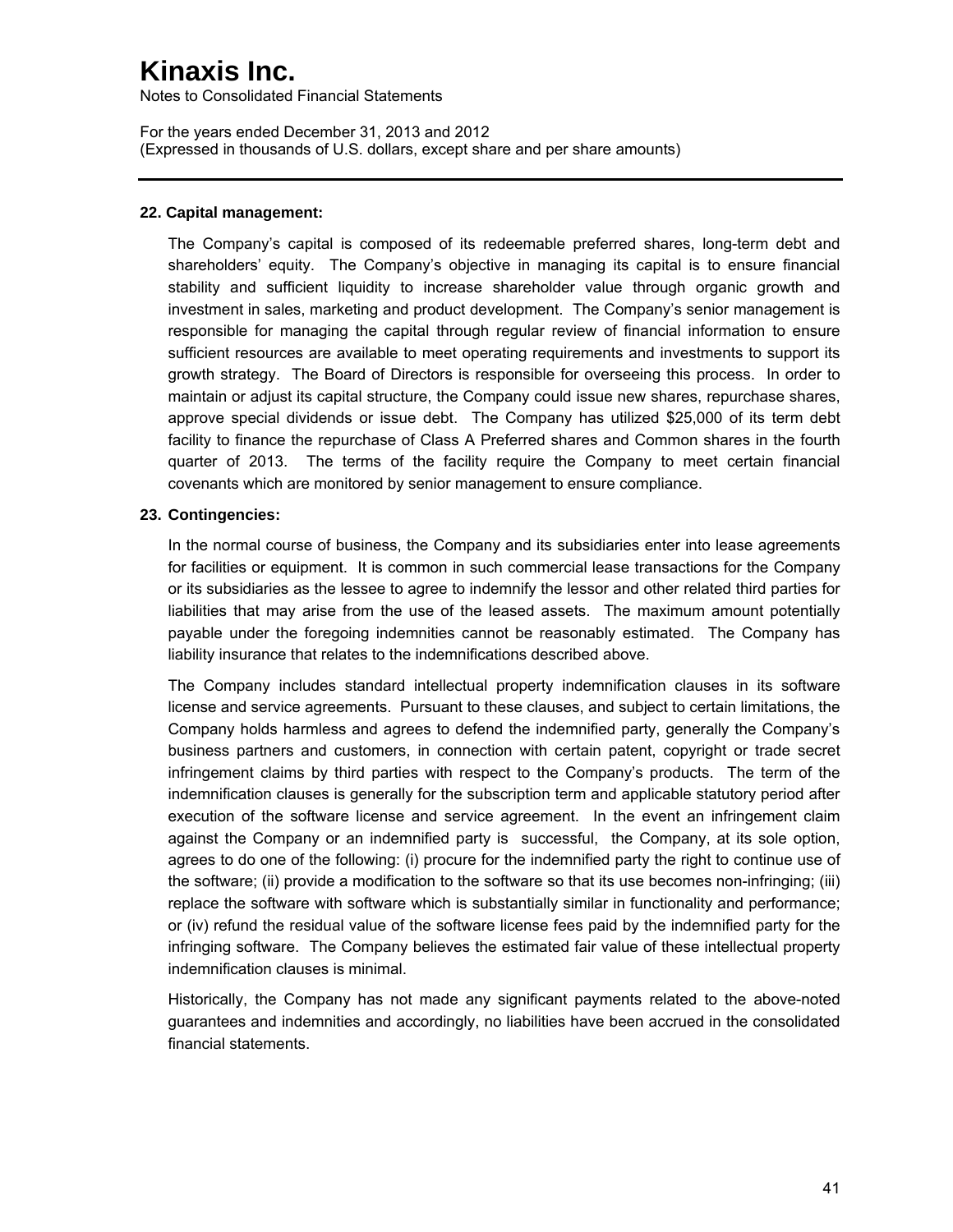### 22. Capital management:

The Company's capital is composed of its redeemable preferred shares, long-term debt and shareholders' equity. The Company's objective in managing its capital is to ensure financial stability and sufficient liquidity to increase shareholder value through organic growth and investment in sales, marketing and product development. The Company's senior management is responsible for managing the capital through regular review of financial information to ensure sufficient resources are available to meet operating requirements and investments to support its growth strategy. The Board of Directors is responsible for overseeing this process. In order to maintain or adjust its capital structure, the Company could issue new shares, repurchase shares, approve special dividends or issue debt. The Company has utilized $25,000 of its term debt facility to finance the repurchase of Class A Preferred shares and Common shares in the fourth quarter of 2013. The terms of the facility require the Company to meet certain financial covenants which are monitored by senior management to ensure compliance.

### 23. Contingencies:

In the normal course of business, the Company and its subsidiaries enter into lease agreements for facilities or equipment. It is common in such commercial lease transactions for the Company or its subsidiaries as the lessee to agree to indemnify the lessor and other related third parties for liabilities that may arise from the use of the leased assets. The maximum amount potentially payable under the foregoing indemnities cannot be reasonably estimated. The Company has liability insurance that relates to the indemnifications described above.

The Company includes standard intellectual property indemnification clauses in its software license and service agreements. Pursuant to these clauses, and subject to certain limitations, the Company holds harmless and agrees to defend the indemnified party, generally the Company's business partners and customers, in connection with certain patent, copyright or trade secret infringement claims by third parties with respect to the Company's products. The term of the indemnification clauses is generally for the subscription term and applicable statutory period after execution of the software license and service agreement. In the event an infringement claim against the Company or an indemnified party is successful, the Company, at its sole option, agrees to do one of the following: (i) procure for the indemnified party the right to continue use of the software; (ii) provide a modification to the software so that its use becomes non-infringing; (iii) replace the software with software which is substantially similar in functionality and performance; or (iv) refund the residual value of the software license fees paid by the indemnified party for the infringing software. The Company believes the estimated fair value of these intellectual property indemnification clauses is minimal.

Historically, the Company has not made any significant payments related to the above-noted guarantees and indemnities and accordingly, no liabilities have been accrued in the consolidated financial statements.